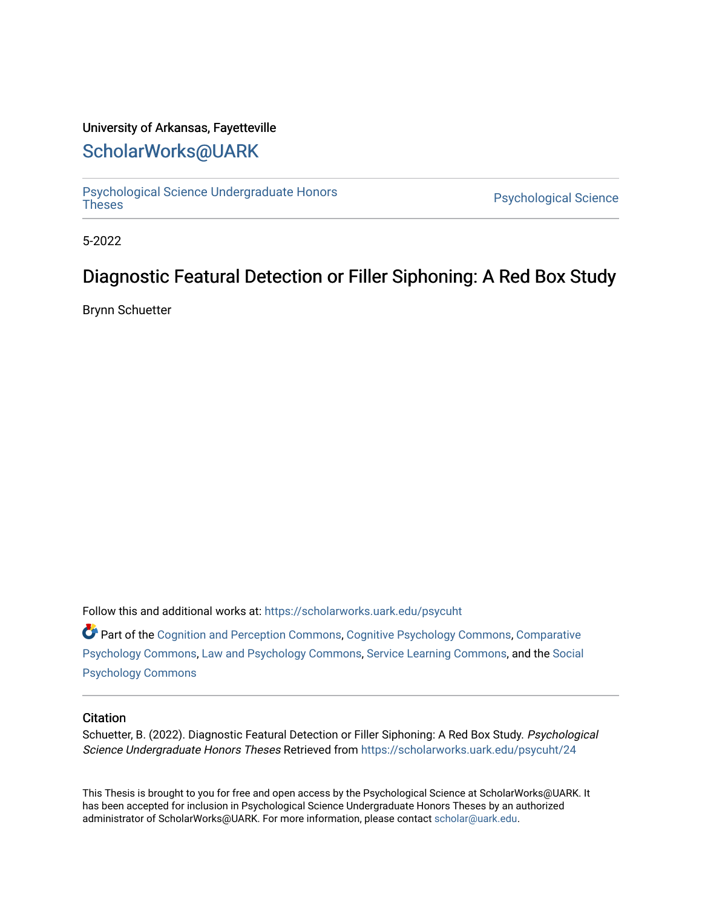University of Arkansas, Fayetteville

# ScholarWorks@UARK

Psychological Science Undergraduate Honors Theses | Psychological Science

5-2022

## Diagnostic Featural Detection or Filler Siphoning: A Red Box Study

Brynn Schuetter

Follow this and additional works at: https://scholarworks.uark.edu/psycuht

Part of the Cognition and Perception Commons, Cognitive Psychology Commons, Comparative Psychology Commons, Law and Psychology Commons, Service Learning Commons, and the Social Psychology Commons

### Citation

Schuetter, B. (2022). Diagnostic Featural Detection or Filler Siphoning: A Red Box Study. *Psychological Science Undergraduate Honors Theses* Retrieved from https://scholarworks.uark.edu/psycuht/24

This Thesis is brought to you for free and open access by the Psychological Science at ScholarWorks@UARK. It has been accepted for inclusion in Psychological Science Undergraduate Honors Theses by an authorized administrator of ScholarWorks@UARK. For more information, please contact scholar@uark.edu.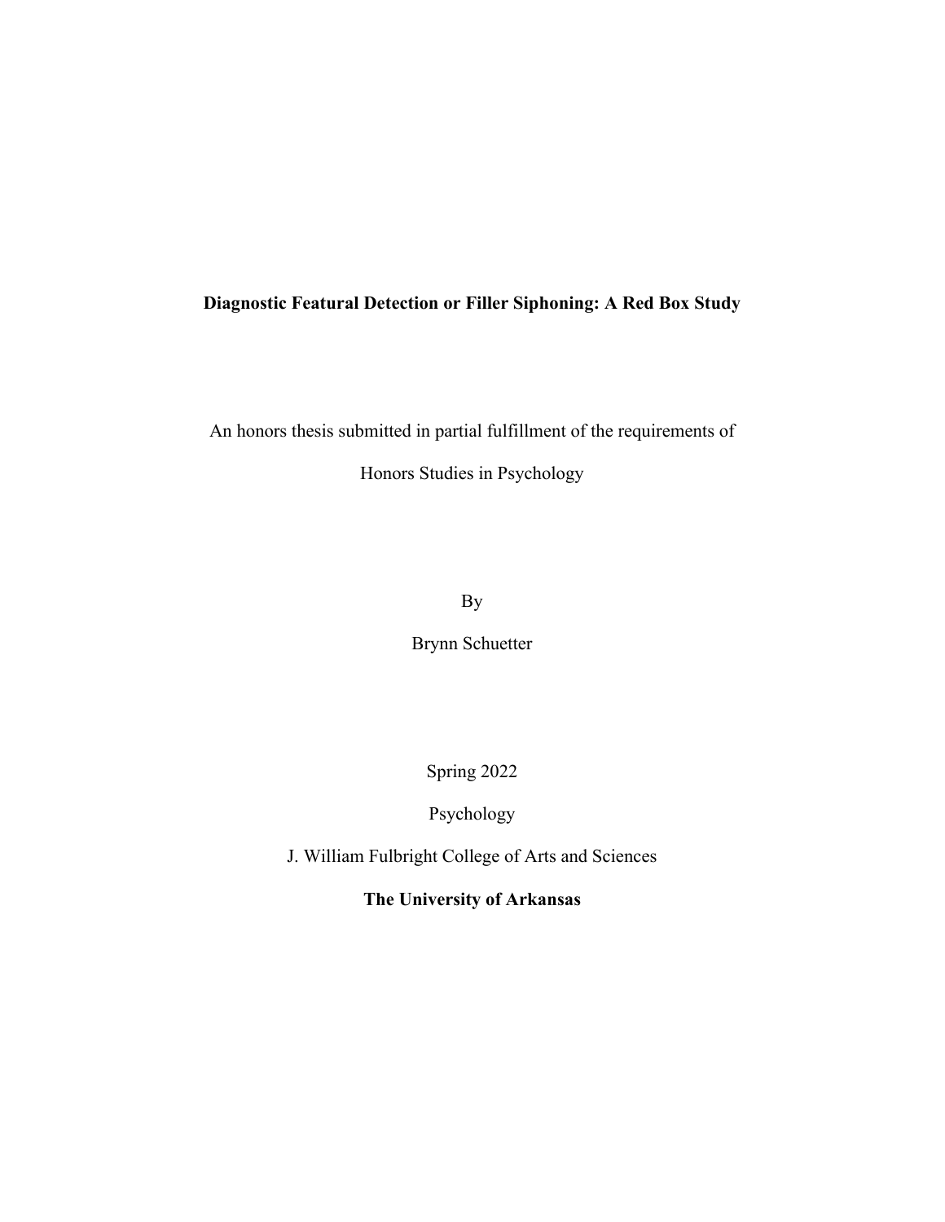**Diagnostic Featural Detection or Filler Siphoning: A Red Box Study**

An honors thesis submitted in partial fulfillment of the requirements of

Honors Studies in Psychology

By

Brynn Schuetter

Spring 2022

Psychology

J. William Fulbright College of Arts and Sciences

**The University of Arkansas**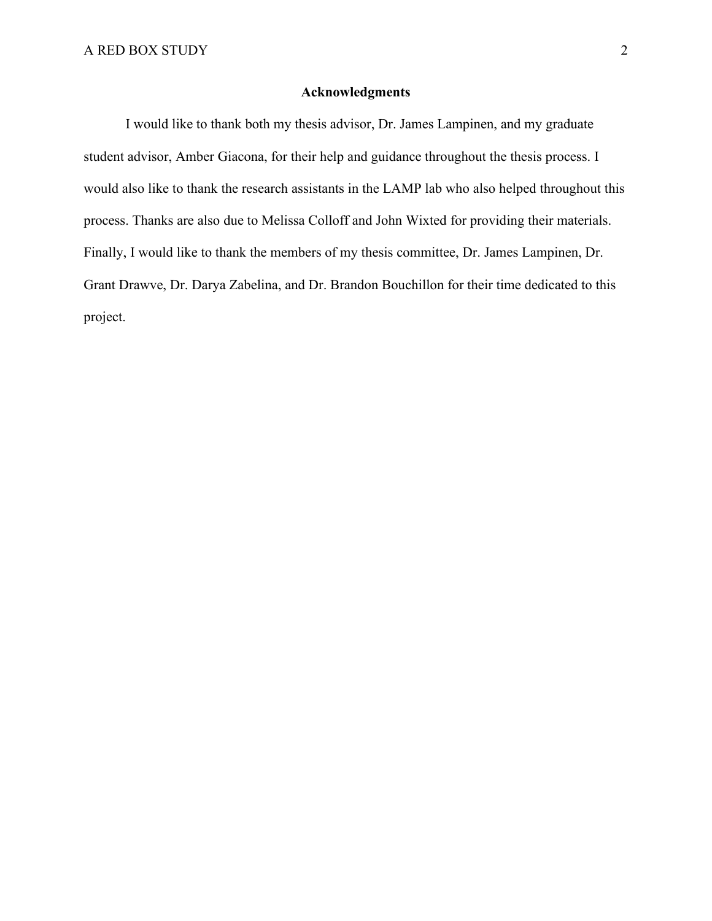## Acknowledgments

I would like to thank both my thesis advisor, Dr. James Lampinen, and my graduate student advisor, Amber Giacona, for their help and guidance throughout the thesis process. I would also like to thank the research assistants in the LAMP lab who also helped throughout this process. Thanks are also due to Melissa Colloff and John Wixted for providing their materials. Finally, I would like to thank the members of my thesis committee, Dr. James Lampinen, Dr. Grant Drawve, Dr. Darya Zabelina, and Dr. Brandon Bouchillon for their time dedicated to this project.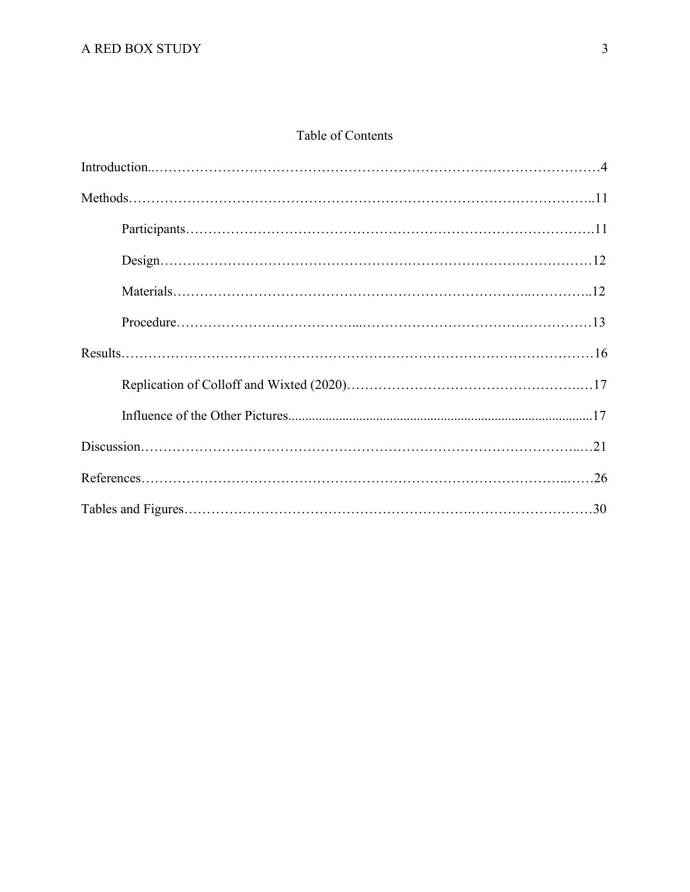# Table of Contents

Introduction……………………………………………………………………………………4

Methods…………………………………………………………………………………………11

- Participants………………………………………………………………………………11
- Design……………………………………………………………………………………12
- Materials…………………………………………………………………………………12
- Procedure…………………………………………………………………………………13

Results…………………………………………………………………………………………16

- Replication of Colloff and Wixted (2020)………………………………………………17
- Influence of the Other Pictures…………………………………………………………17

Discussion………………………………………………………………………………………21

References………………………………………………………………………………………26

Tables and Figures………………………………………………………………………………30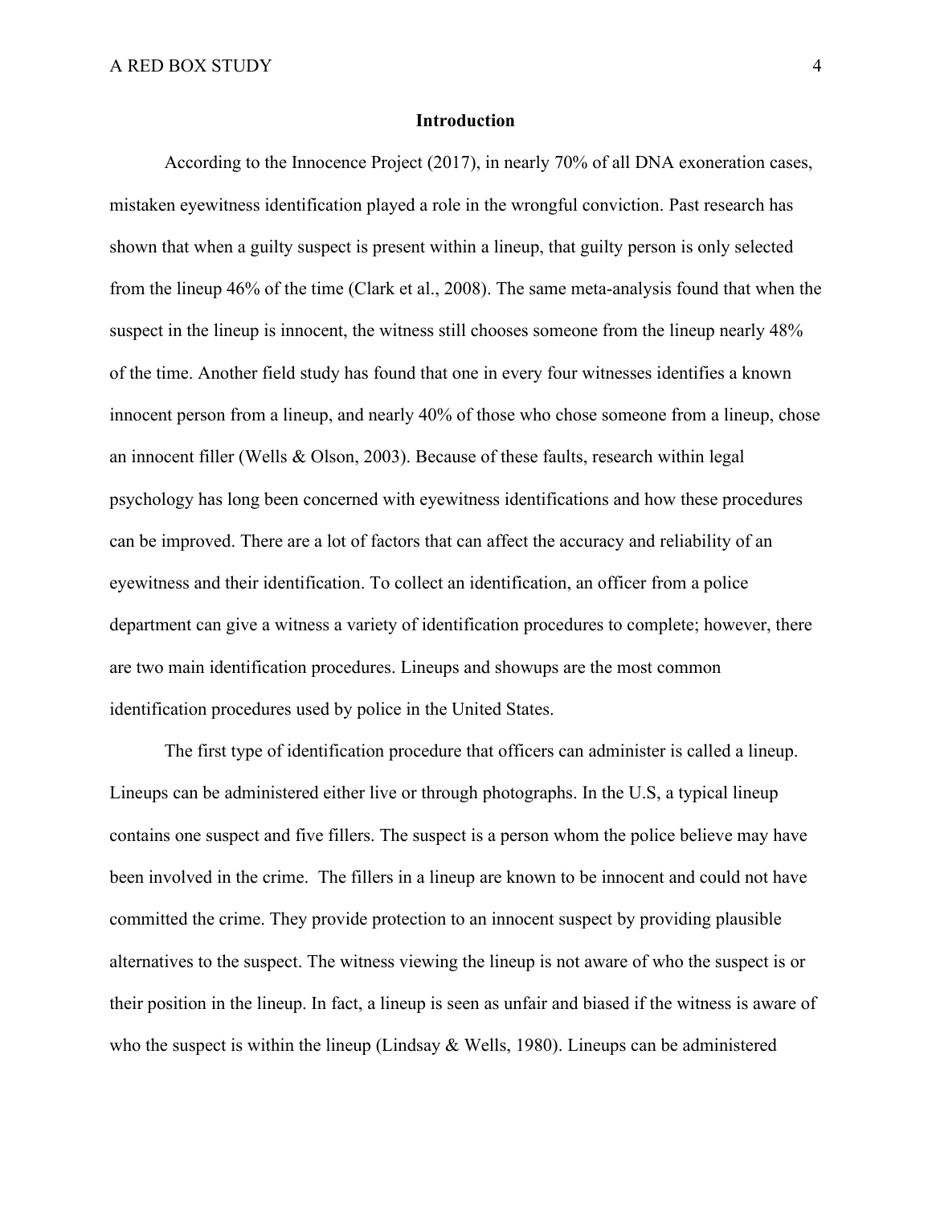## Introduction

According to the Innocence Project (2017), in nearly 70% of all DNA exoneration cases, mistaken eyewitness identification played a role in the wrongful conviction. Past research has shown that when a guilty suspect is present within a lineup, that guilty person is only selected from the lineup 46% of the time (Clark et al., 2008). The same meta-analysis found that when the suspect in the lineup is innocent, the witness still chooses someone from the lineup nearly 48% of the time. Another field study has found that one in every four witnesses identifies a known innocent person from a lineup, and nearly 40% of those who chose someone from a lineup, chose an innocent filler (Wells & Olson, 2003). Because of these faults, research within legal psychology has long been concerned with eyewitness identifications and how these procedures can be improved. There are a lot of factors that can affect the accuracy and reliability of an eyewitness and their identification. To collect an identification, an officer from a police department can give a witness a variety of identification procedures to complete; however, there are two main identification procedures. Lineups and showups are the most common identification procedures used by police in the United States.

The first type of identification procedure that officers can administer is called a lineup. Lineups can be administered either live or through photographs. In the U.S, a typical lineup contains one suspect and five fillers. The suspect is a person whom the police believe may have been involved in the crime. The fillers in a lineup are known to be innocent and could not have committed the crime. They provide protection to an innocent suspect by providing plausible alternatives to the suspect. The witness viewing the lineup is not aware of who the suspect is or their position in the lineup. In fact, a lineup is seen as unfair and biased if the witness is aware of who the suspect is within the lineup (Lindsay & Wells, 1980). Lineups can be administered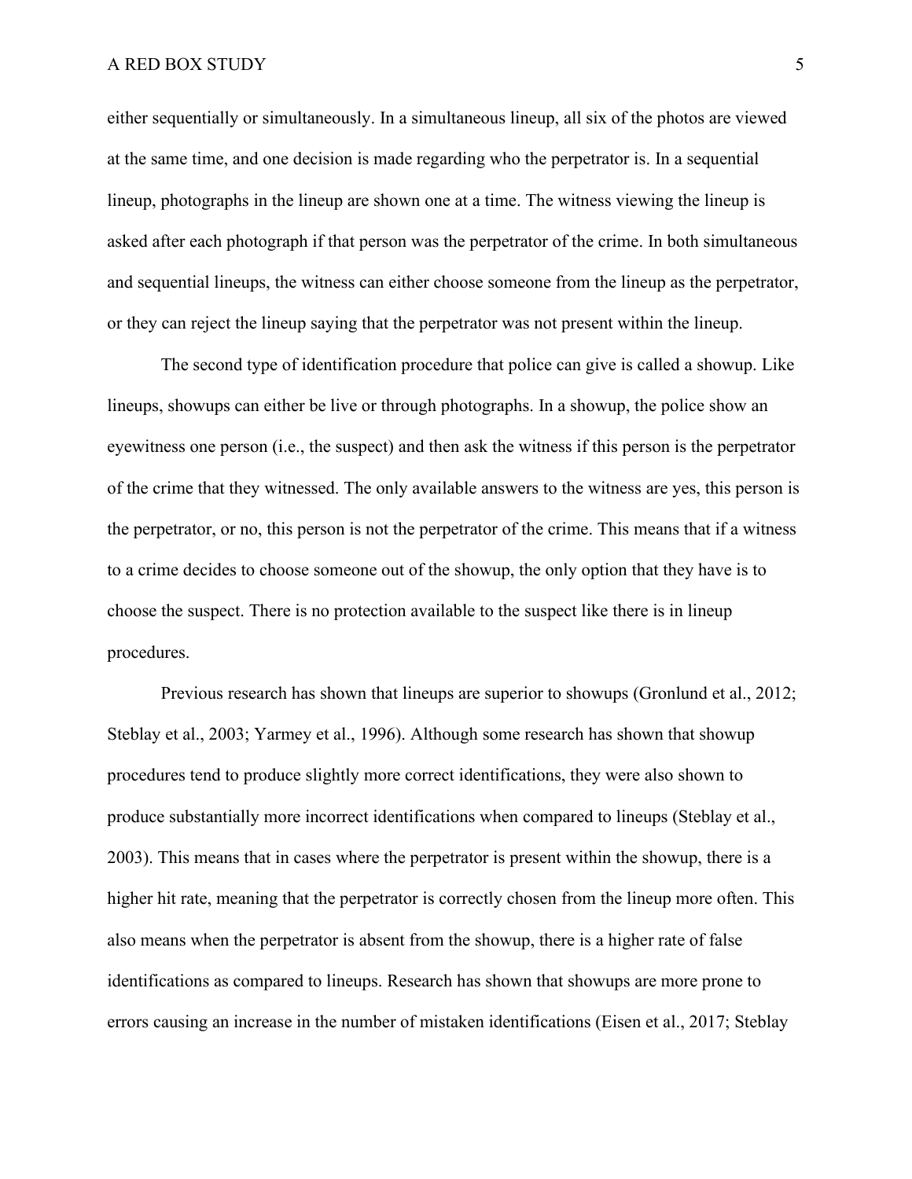either sequentially or simultaneously. In a simultaneous lineup, all six of the photos are viewed at the same time, and one decision is made regarding who the perpetrator is. In a sequential lineup, photographs in the lineup are shown one at a time. The witness viewing the lineup is asked after each photograph if that person was the perpetrator of the crime. In both simultaneous and sequential lineups, the witness can either choose someone from the lineup as the perpetrator, or they can reject the lineup saying that the perpetrator was not present within the lineup.

The second type of identification procedure that police can give is called a showup. Like lineups, showups can either be live or through photographs. In a showup, the police show an eyewitness one person (i.e., the suspect) and then ask the witness if this person is the perpetrator of the crime that they witnessed. The only available answers to the witness are yes, this person is the perpetrator, or no, this person is not the perpetrator of the crime. This means that if a witness to a crime decides to choose someone out of the showup, the only option that they have is to choose the suspect. There is no protection available to the suspect like there is in lineup procedures.

Previous research has shown that lineups are superior to showups (Gronlund et al., 2012; Steblay et al., 2003; Yarmey et al., 1996). Although some research has shown that showup procedures tend to produce slightly more correct identifications, they were also shown to produce substantially more incorrect identifications when compared to lineups (Steblay et al., 2003). This means that in cases where the perpetrator is present within the showup, there is a higher hit rate, meaning that the perpetrator is correctly chosen from the lineup more often. This also means when the perpetrator is absent from the showup, there is a higher rate of false identifications as compared to lineups. Research has shown that showups are more prone to errors causing an increase in the number of mistaken identifications (Eisen et al., 2017; Steblay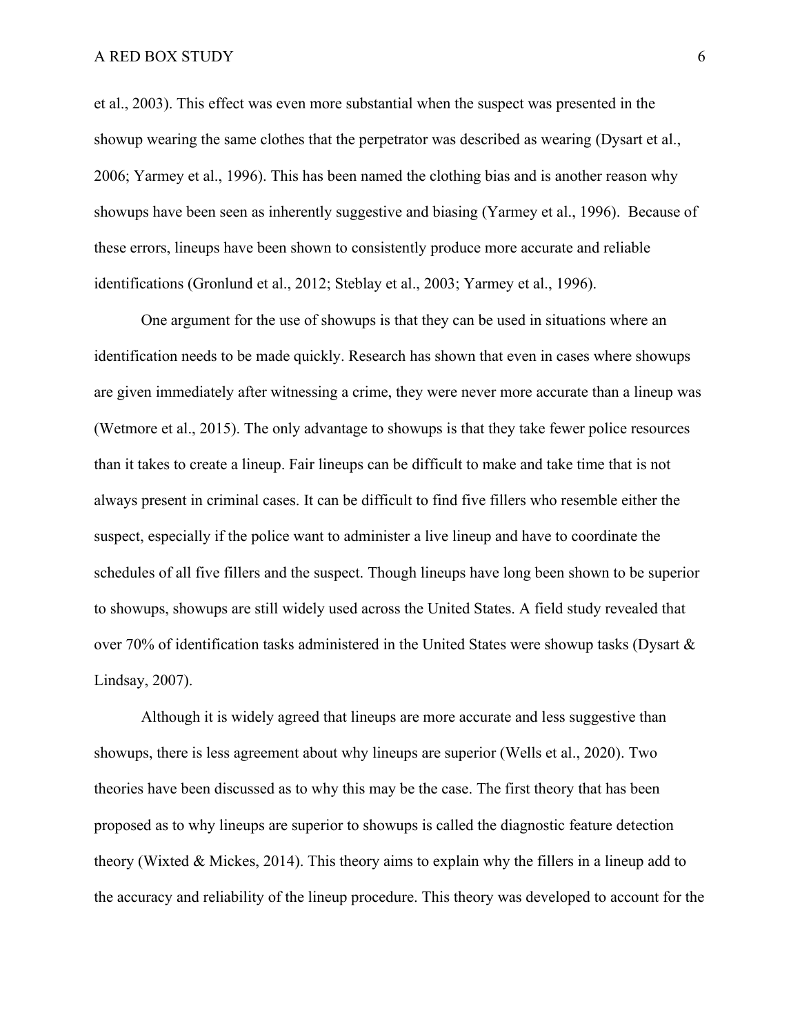et al., 2003). This effect was even more substantial when the suspect was presented in the showup wearing the same clothes that the perpetrator was described as wearing (Dysart et al., 2006; Yarmey et al., 1996). This has been named the clothing bias and is another reason why showups have been seen as inherently suggestive and biasing (Yarmey et al., 1996). Because of these errors, lineups have been shown to consistently produce more accurate and reliable identifications (Gronlund et al., 2012; Steblay et al., 2003; Yarmey et al., 1996).

One argument for the use of showups is that they can be used in situations where an identification needs to be made quickly. Research has shown that even in cases where showups are given immediately after witnessing a crime, they were never more accurate than a lineup was (Wetmore et al., 2015). The only advantage to showups is that they take fewer police resources than it takes to create a lineup. Fair lineups can be difficult to make and take time that is not always present in criminal cases. It can be difficult to find five fillers who resemble either the suspect, especially if the police want to administer a live lineup and have to coordinate the schedules of all five fillers and the suspect. Though lineups have long been shown to be superior to showups, showups are still widely used across the United States. A field study revealed that over 70% of identification tasks administered in the United States were showup tasks (Dysart & Lindsay, 2007).

Although it is widely agreed that lineups are more accurate and less suggestive than showups, there is less agreement about why lineups are superior (Wells et al., 2020). Two theories have been discussed as to why this may be the case. The first theory that has been proposed as to why lineups are superior to showups is called the diagnostic feature detection theory (Wixted & Mickes, 2014). This theory aims to explain why the fillers in a lineup add to the accuracy and reliability of the lineup procedure. This theory was developed to account for the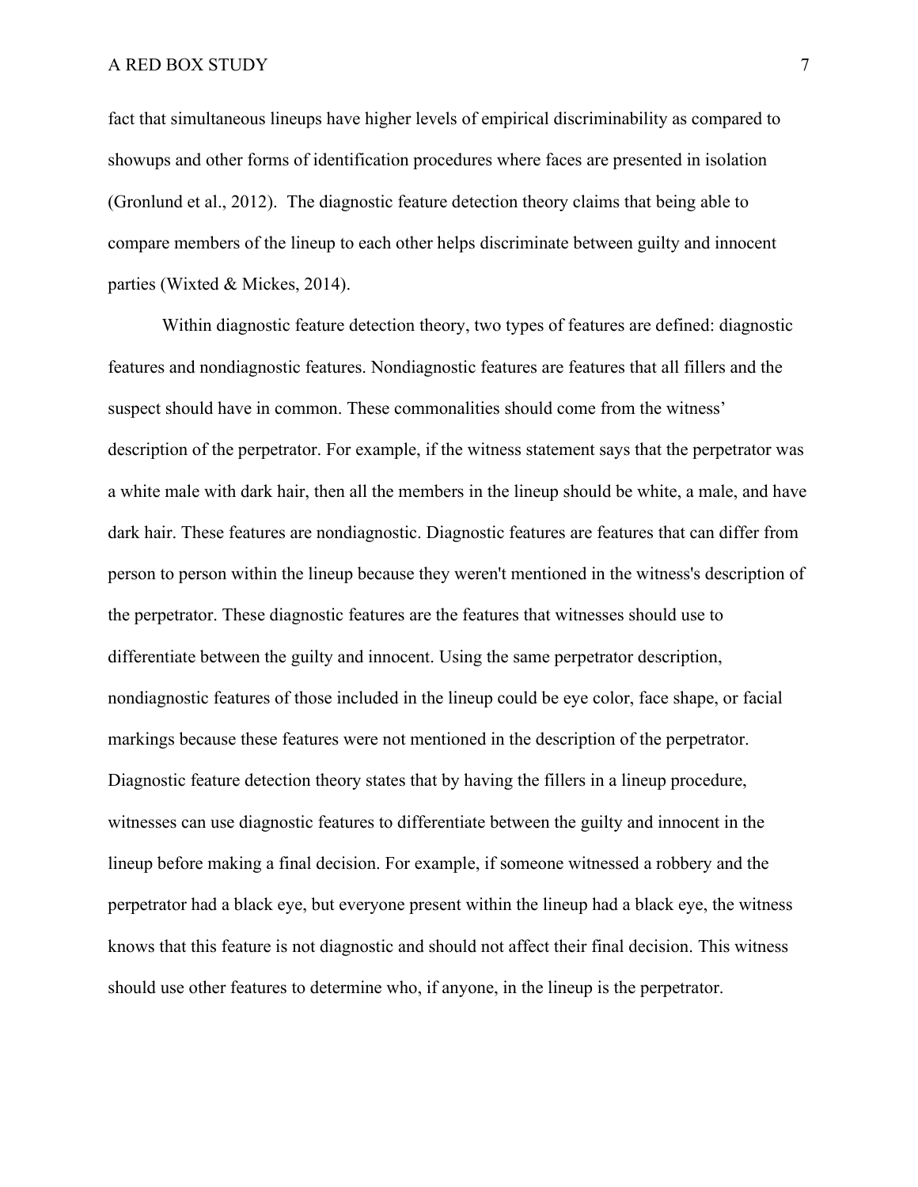fact that simultaneous lineups have higher levels of empirical discriminability as compared to showups and other forms of identification procedures where faces are presented in isolation (Gronlund et al., 2012). The diagnostic feature detection theory claims that being able to compare members of the lineup to each other helps discriminate between guilty and innocent parties (Wixted & Mickes, 2014).

Within diagnostic feature detection theory, two types of features are defined: diagnostic features and nondiagnostic features. Nondiagnostic features are features that all fillers and the suspect should have in common. These commonalities should come from the witness' description of the perpetrator. For example, if the witness statement says that the perpetrator was a white male with dark hair, then all the members in the lineup should be white, a male, and have dark hair. These features are nondiagnostic. Diagnostic features are features that can differ from person to person within the lineup because they weren't mentioned in the witness's description of the perpetrator. These diagnostic features are the features that witnesses should use to differentiate between the guilty and innocent. Using the same perpetrator description, nondiagnostic features of those included in the lineup could be eye color, face shape, or facial markings because these features were not mentioned in the description of the perpetrator. Diagnostic feature detection theory states that by having the fillers in a lineup procedure, witnesses can use diagnostic features to differentiate between the guilty and innocent in the lineup before making a final decision. For example, if someone witnessed a robbery and the perpetrator had a black eye, but everyone present within the lineup had a black eye, the witness knows that this feature is not diagnostic and should not affect their final decision. This witness should use other features to determine who, if anyone, in the lineup is the perpetrator.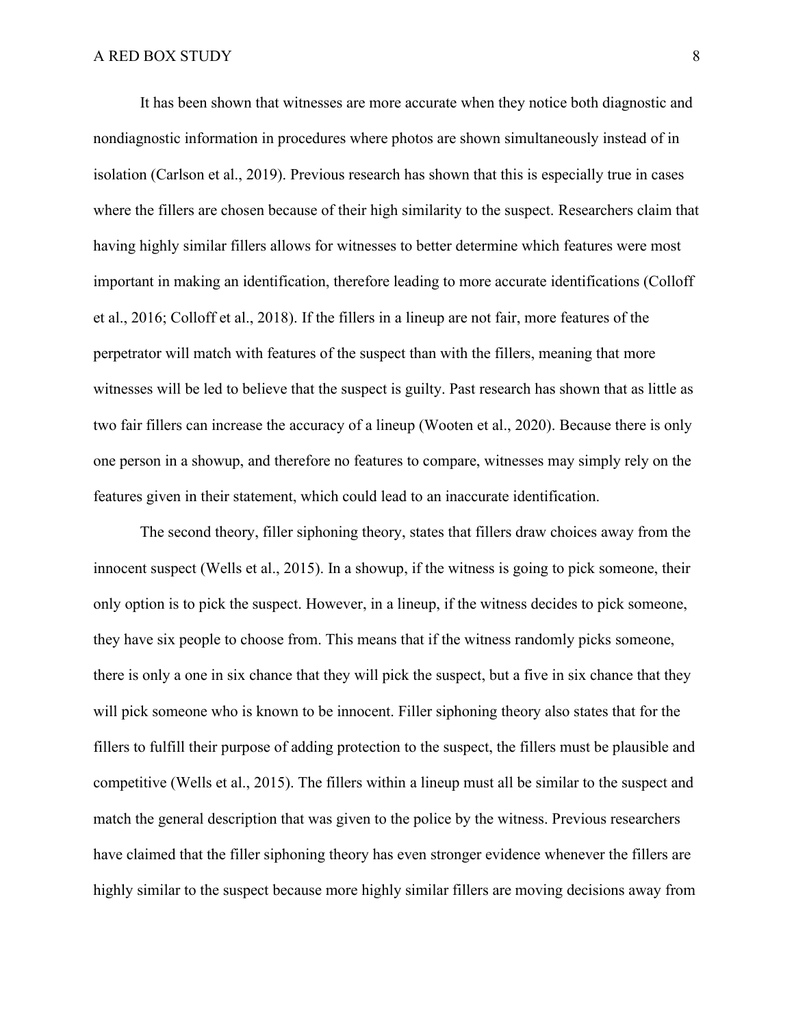It has been shown that witnesses are more accurate when they notice both diagnostic and nondiagnostic information in procedures where photos are shown simultaneously instead of in isolation (Carlson et al., 2019). Previous research has shown that this is especially true in cases where the fillers are chosen because of their high similarity to the suspect. Researchers claim that having highly similar fillers allows for witnesses to better determine which features were most important in making an identification, therefore leading to more accurate identifications (Colloff et al., 2016; Colloff et al., 2018). If the fillers in a lineup are not fair, more features of the perpetrator will match with features of the suspect than with the fillers, meaning that more witnesses will be led to believe that the suspect is guilty. Past research has shown that as little as two fair fillers can increase the accuracy of a lineup (Wooten et al., 2020). Because there is only one person in a showup, and therefore no features to compare, witnesses may simply rely on the features given in their statement, which could lead to an inaccurate identification.

The second theory, filler siphoning theory, states that fillers draw choices away from the innocent suspect (Wells et al., 2015). In a showup, if the witness is going to pick someone, their only option is to pick the suspect. However, in a lineup, if the witness decides to pick someone, they have six people to choose from. This means that if the witness randomly picks someone, there is only a one in six chance that they will pick the suspect, but a five in six chance that they will pick someone who is known to be innocent. Filler siphoning theory also states that for the fillers to fulfill their purpose of adding protection to the suspect, the fillers must be plausible and competitive (Wells et al., 2015). The fillers within a lineup must all be similar to the suspect and match the general description that was given to the police by the witness. Previous researchers have claimed that the filler siphoning theory has even stronger evidence whenever the fillers are highly similar to the suspect because more highly similar fillers are moving decisions away from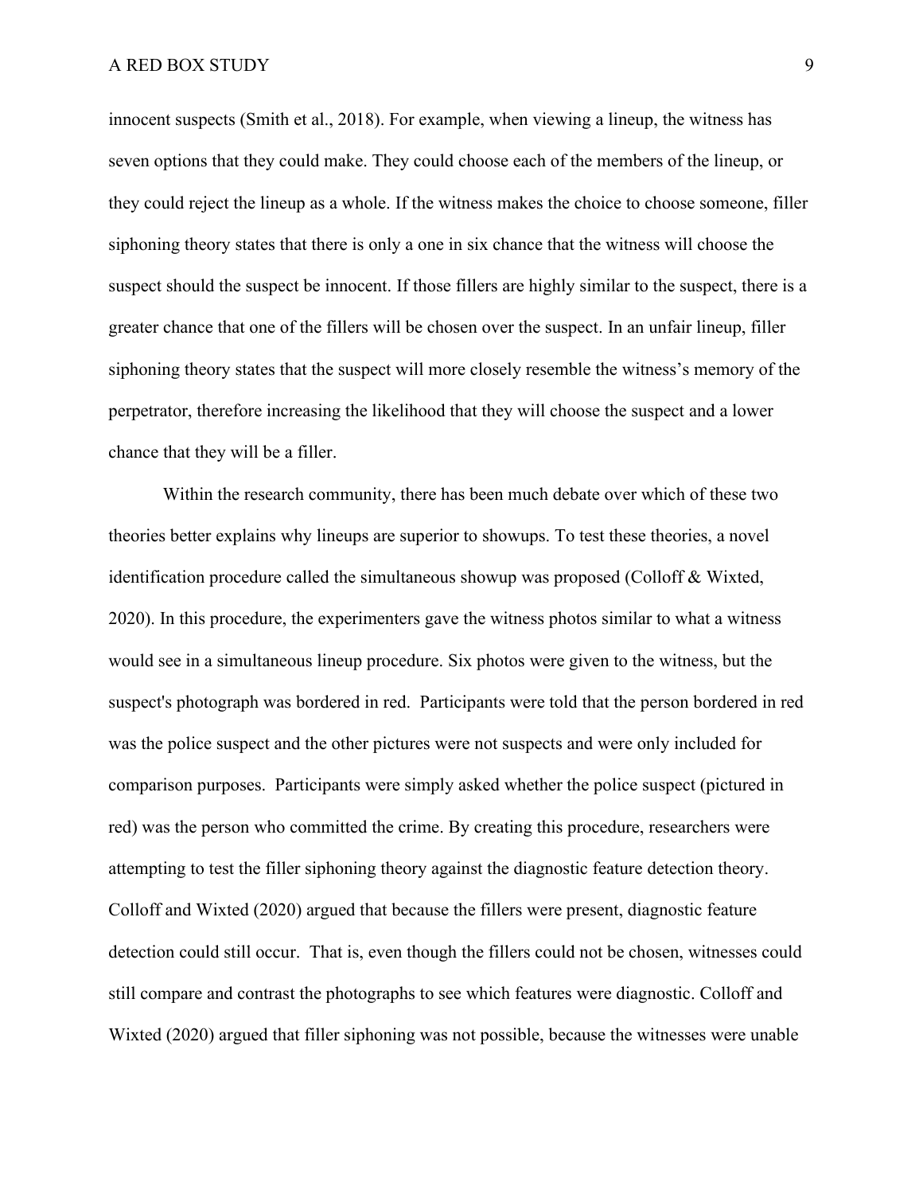innocent suspects (Smith et al., 2018). For example, when viewing a lineup, the witness has seven options that they could make. They could choose each of the members of the lineup, or they could reject the lineup as a whole. If the witness makes the choice to choose someone, filler siphoning theory states that there is only a one in six chance that the witness will choose the suspect should the suspect be innocent. If those fillers are highly similar to the suspect, there is a greater chance that one of the fillers will be chosen over the suspect. In an unfair lineup, filler siphoning theory states that the suspect will more closely resemble the witness's memory of the perpetrator, therefore increasing the likelihood that they will choose the suspect and a lower chance that they will be a filler.

Within the research community, there has been much debate over which of these two theories better explains why lineups are superior to showups. To test these theories, a novel identification procedure called the simultaneous showup was proposed (Colloff & Wixted, 2020). In this procedure, the experimenters gave the witness photos similar to what a witness would see in a simultaneous lineup procedure. Six photos were given to the witness, but the suspect's photograph was bordered in red. Participants were told that the person bordered in red was the police suspect and the other pictures were not suspects and were only included for comparison purposes. Participants were simply asked whether the police suspect (pictured in red) was the person who committed the crime. By creating this procedure, researchers were attempting to test the filler siphoning theory against the diagnostic feature detection theory. Colloff and Wixted (2020) argued that because the fillers were present, diagnostic feature detection could still occur. That is, even though the fillers could not be chosen, witnesses could still compare and contrast the photographs to see which features were diagnostic. Colloff and Wixted (2020) argued that filler siphoning was not possible, because the witnesses were unable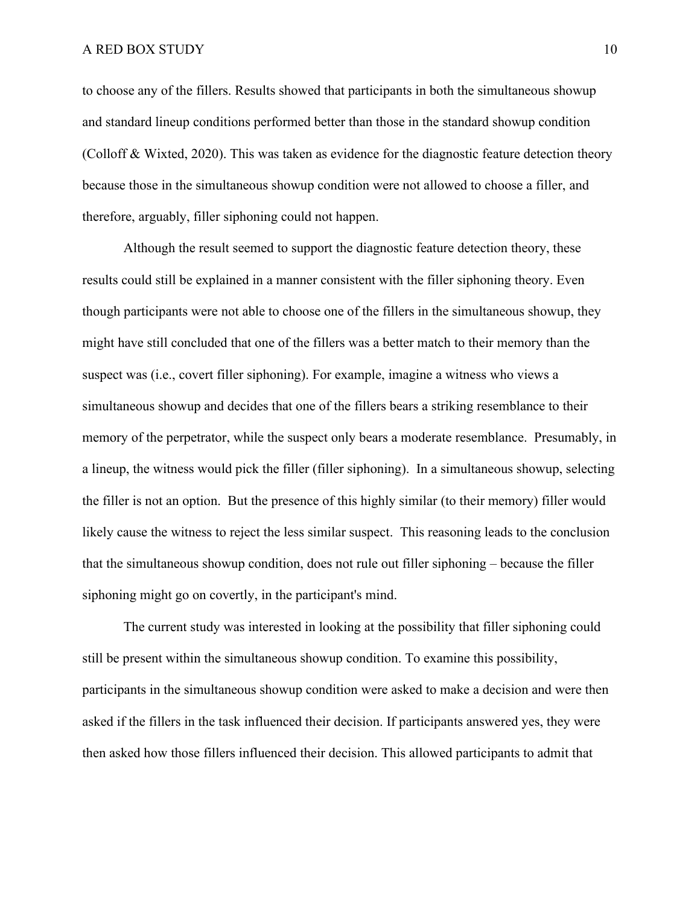to choose any of the fillers. Results showed that participants in both the simultaneous showup and standard lineup conditions performed better than those in the standard showup condition (Colloff & Wixted, 2020). This was taken as evidence for the diagnostic feature detection theory because those in the simultaneous showup condition were not allowed to choose a filler, and therefore, arguably, filler siphoning could not happen.

Although the result seemed to support the diagnostic feature detection theory, these results could still be explained in a manner consistent with the filler siphoning theory. Even though participants were not able to choose one of the fillers in the simultaneous showup, they might have still concluded that one of the fillers was a better match to their memory than the suspect was (i.e., covert filler siphoning). For example, imagine a witness who views a simultaneous showup and decides that one of the fillers bears a striking resemblance to their memory of the perpetrator, while the suspect only bears a moderate resemblance. Presumably, in a lineup, the witness would pick the filler (filler siphoning). In a simultaneous showup, selecting the filler is not an option. But the presence of this highly similar (to their memory) filler would likely cause the witness to reject the less similar suspect. This reasoning leads to the conclusion that the simultaneous showup condition, does not rule out filler siphoning – because the filler siphoning might go on covertly, in the participant's mind.

The current study was interested in looking at the possibility that filler siphoning could still be present within the simultaneous showup condition. To examine this possibility, participants in the simultaneous showup condition were asked to make a decision and were then asked if the fillers in the task influenced their decision. If participants answered yes, they were then asked how those fillers influenced their decision. This allowed participants to admit that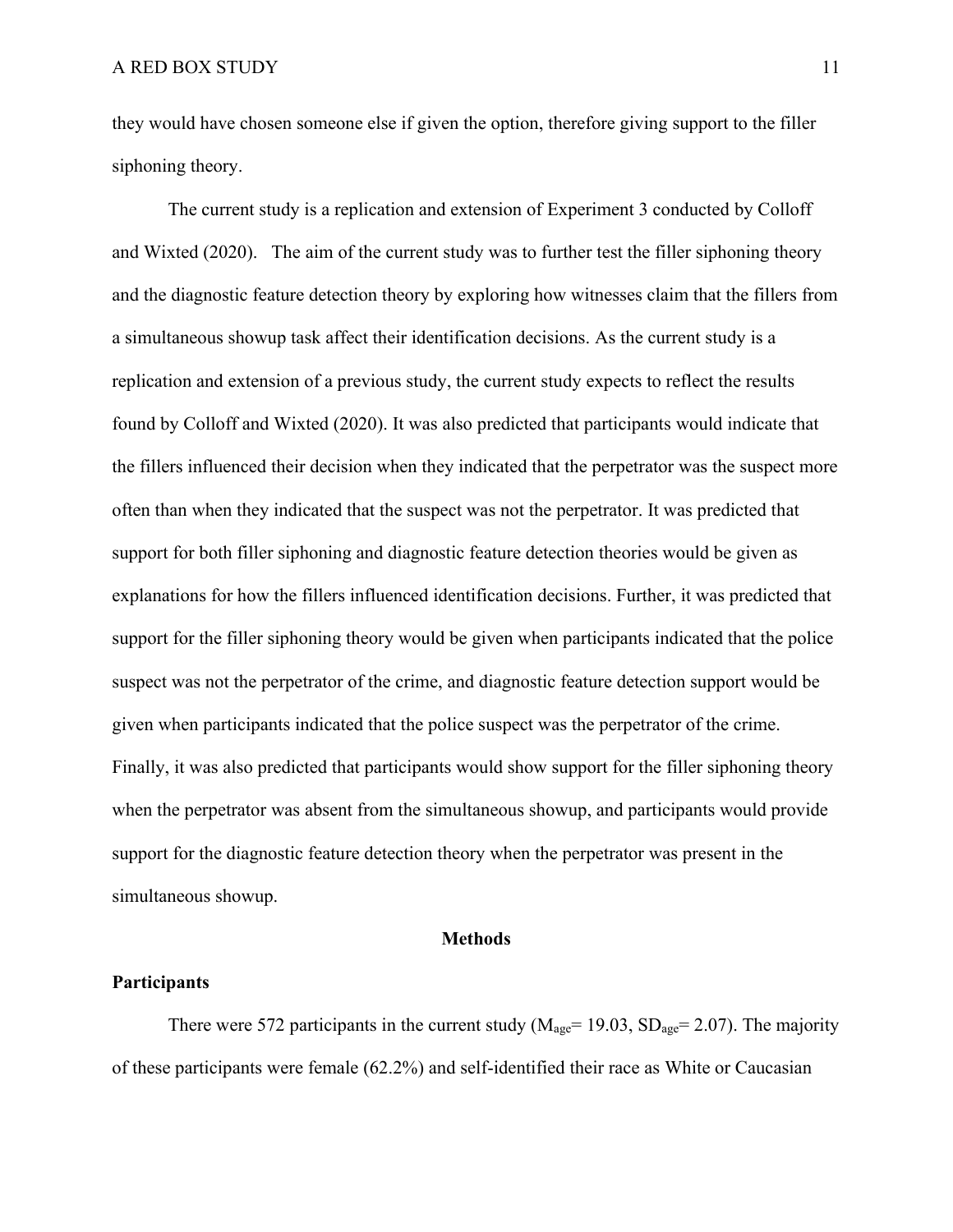they would have chosen someone else if given the option, therefore giving support to the filler siphoning theory.

The current study is a replication and extension of Experiment 3 conducted by Colloff and Wixted (2020). The aim of the current study was to further test the filler siphoning theory and the diagnostic feature detection theory by exploring how witnesses claim that the fillers from a simultaneous showup task affect their identification decisions. As the current study is a replication and extension of a previous study, the current study expects to reflect the results found by Colloff and Wixted (2020). It was also predicted that participants would indicate that the fillers influenced their decision when they indicated that the perpetrator was the suspect more often than when they indicated that the suspect was not the perpetrator. It was predicted that support for both filler siphoning and diagnostic feature detection theories would be given as explanations for how the fillers influenced identification decisions. Further, it was predicted that support for the filler siphoning theory would be given when participants indicated that the police suspect was not the perpetrator of the crime, and diagnostic feature detection support would be given when participants indicated that the police suspect was the perpetrator of the crime. Finally, it was also predicted that participants would show support for the filler siphoning theory when the perpetrator was absent from the simultaneous showup, and participants would provide support for the diagnostic feature detection theory when the perpetrator was present in the simultaneous showup.

## Methods

### Participants

There were 572 participants in the current study ($M_{age}$= 19.03, $SD_{age}$= 2.07). The majority of these participants were female (62.2%) and self-identified their race as White or Caucasian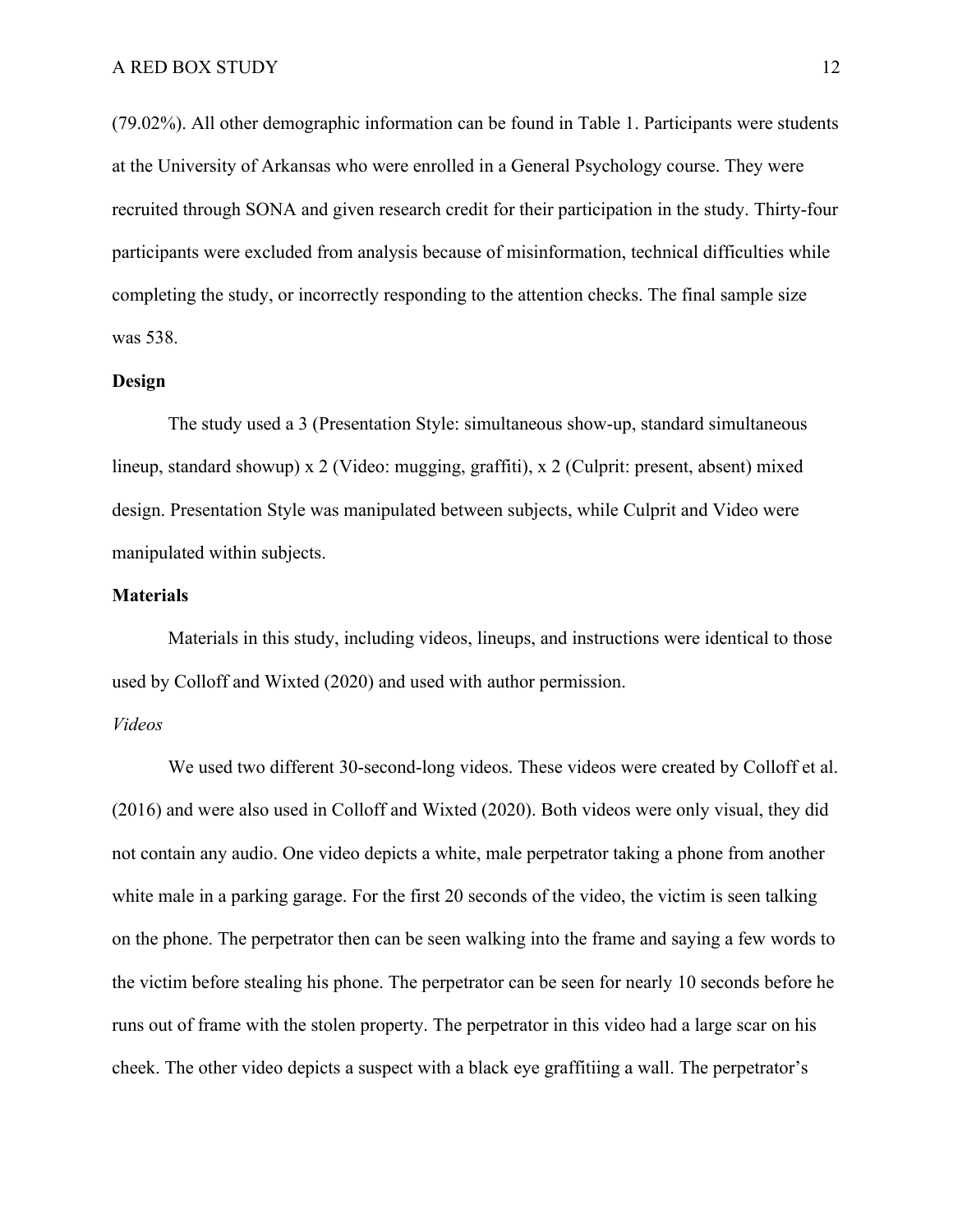(79.02%). All other demographic information can be found in Table 1. Participants were students at the University of Arkansas who were enrolled in a General Psychology course. They were recruited through SONA and given research credit for their participation in the study. Thirty-four participants were excluded from analysis because of misinformation, technical difficulties while completing the study, or incorrectly responding to the attention checks. The final sample size was 538.

**Design**

The study used a 3 (Presentation Style: simultaneous show-up, standard simultaneous lineup, standard showup) x 2 (Video: mugging, graffiti), x 2 (Culprit: present, absent) mixed design. Presentation Style was manipulated between subjects, while Culprit and Video were manipulated within subjects.

**Materials**

Materials in this study, including videos, lineups, and instructions were identical to those used by Colloff and Wixted (2020) and used with author permission.

*Videos*

We used two different 30-second-long videos. These videos were created by Colloff et al. (2016) and were also used in Colloff and Wixted (2020). Both videos were only visual, they did not contain any audio. One video depicts a white, male perpetrator taking a phone from another white male in a parking garage. For the first 20 seconds of the video, the victim is seen talking on the phone. The perpetrator then can be seen walking into the frame and saying a few words to the victim before stealing his phone. The perpetrator can be seen for nearly 10 seconds before he runs out of frame with the stolen property. The perpetrator in this video had a large scar on his cheek. The other video depicts a suspect with a black eye graffitiing a wall. The perpetrator's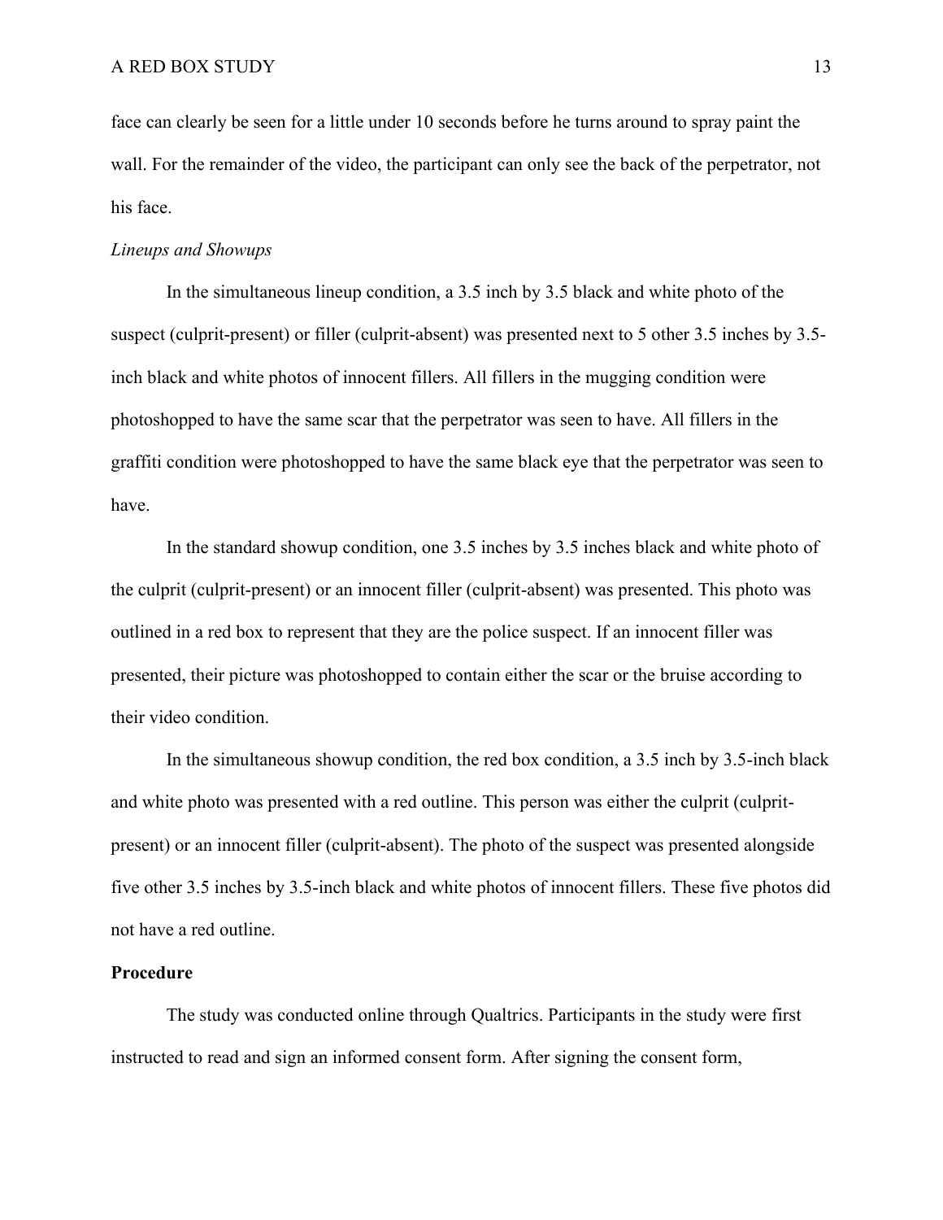face can clearly be seen for a little under 10 seconds before he turns around to spray paint the wall. For the remainder of the video, the participant can only see the back of the perpetrator, not his face.

*Lineups and Showups*

In the simultaneous lineup condition, a 3.5 inch by 3.5 black and white photo of the suspect (culprit-present) or filler (culprit-absent) was presented next to 5 other 3.5 inches by 3.5-inch black and white photos of innocent fillers. All fillers in the mugging condition were photoshopped to have the same scar that the perpetrator was seen to have. All fillers in the graffiti condition were photoshopped to have the same black eye that the perpetrator was seen to have.

In the standard showup condition, one 3.5 inches by 3.5 inches black and white photo of the culprit (culprit-present) or an innocent filler (culprit-absent) was presented. This photo was outlined in a red box to represent that they are the police suspect. If an innocent filler was presented, their picture was photoshopped to contain either the scar or the bruise according to their video condition.

In the simultaneous showup condition, the red box condition, a 3.5 inch by 3.5-inch black and white photo was presented with a red outline. This person was either the culprit (culprit-present) or an innocent filler (culprit-absent). The photo of the suspect was presented alongside five other 3.5 inches by 3.5-inch black and white photos of innocent fillers. These five photos did not have a red outline.

**Procedure**

The study was conducted online through Qualtrics. Participants in the study were first instructed to read and sign an informed consent form. After signing the consent form,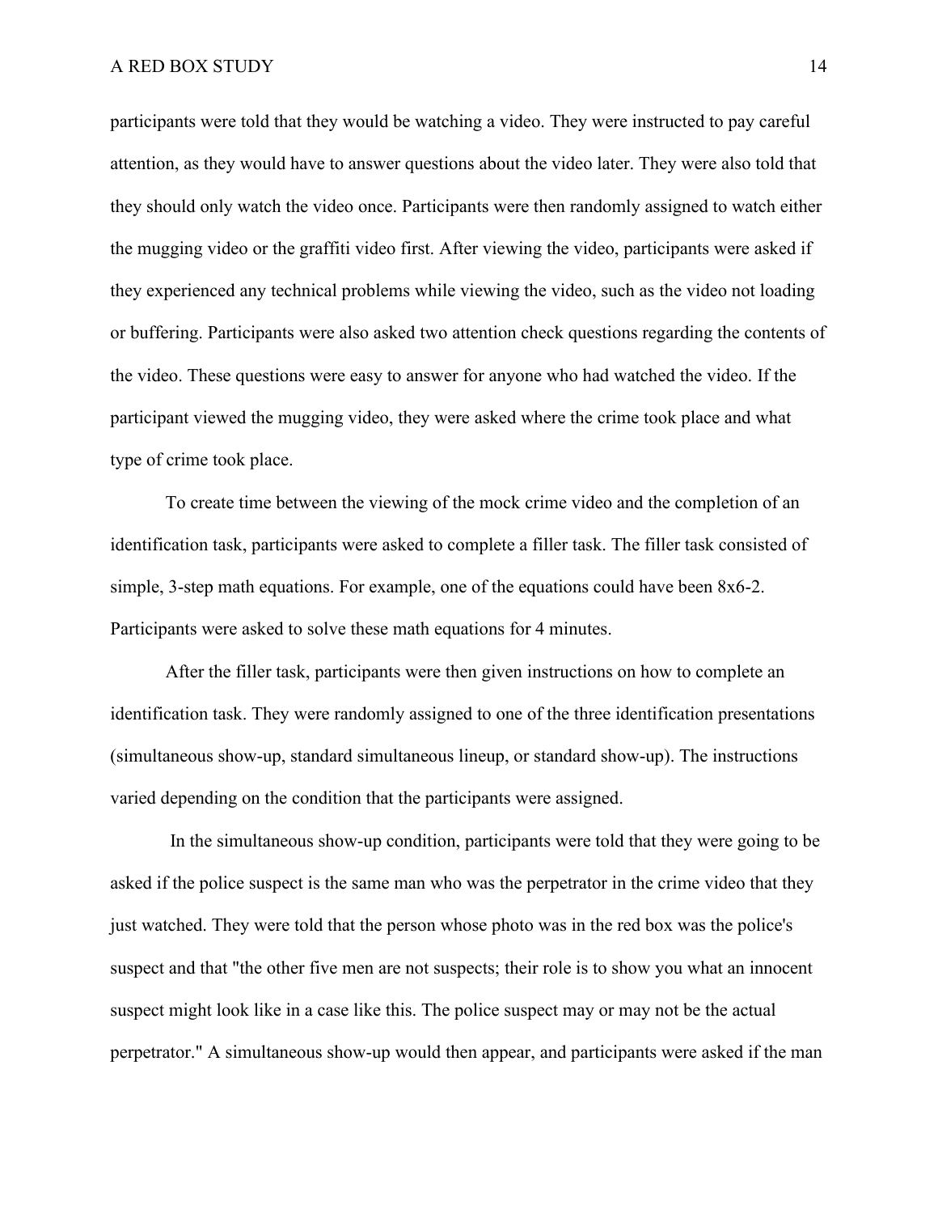participants were told that they would be watching a video. They were instructed to pay careful attention, as they would have to answer questions about the video later. They were also told that they should only watch the video once. Participants were then randomly assigned to watch either the mugging video or the graffiti video first. After viewing the video, participants were asked if they experienced any technical problems while viewing the video, such as the video not loading or buffering. Participants were also asked two attention check questions regarding the contents of the video. These questions were easy to answer for anyone who had watched the video. If the participant viewed the mugging video, they were asked where the crime took place and what type of crime took place.

To create time between the viewing of the mock crime video and the completion of an identification task, participants were asked to complete a filler task. The filler task consisted of simple, 3-step math equations. For example, one of the equations could have been 8x6-2. Participants were asked to solve these math equations for 4 minutes.

After the filler task, participants were then given instructions on how to complete an identification task. They were randomly assigned to one of the three identification presentations (simultaneous show-up, standard simultaneous lineup, or standard show-up). The instructions varied depending on the condition that the participants were assigned.

In the simultaneous show-up condition, participants were told that they were going to be asked if the police suspect is the same man who was the perpetrator in the crime video that they just watched. They were told that the person whose photo was in the red box was the police's suspect and that "the other five men are not suspects; their role is to show you what an innocent suspect might look like in a case like this. The police suspect may or may not be the actual perpetrator." A simultaneous show-up would then appear, and participants were asked if the man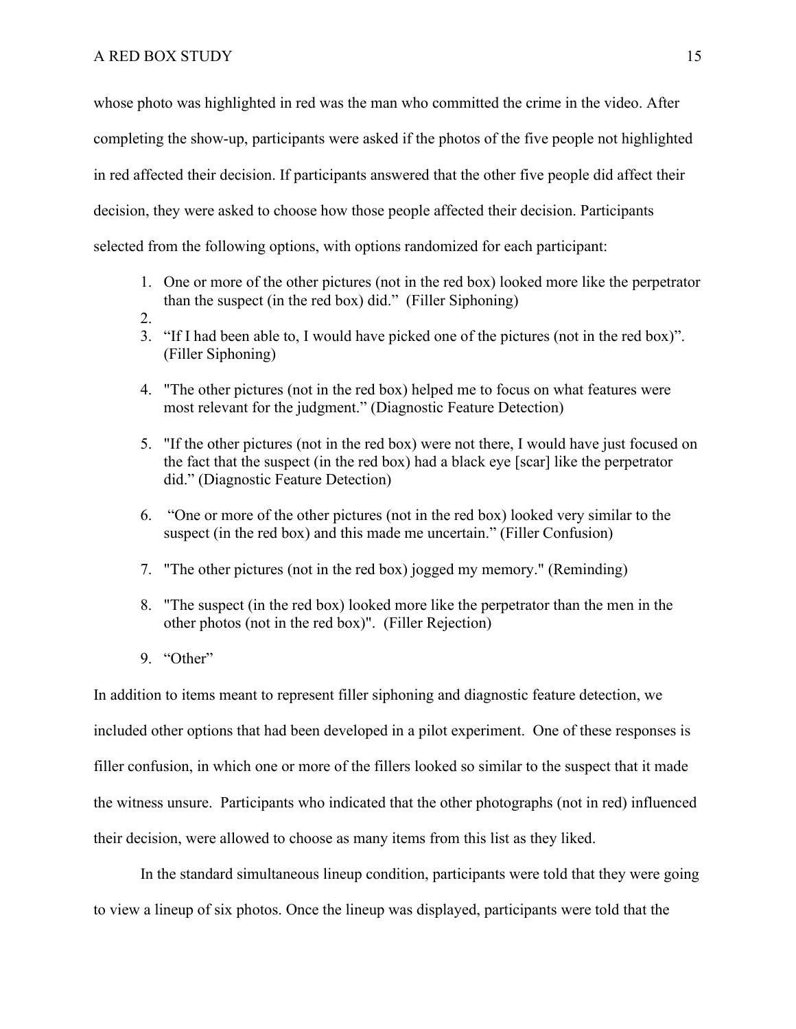whose photo was highlighted in red was the man who committed the crime in the video. After completing the show-up, participants were asked if the photos of the five people not highlighted in red affected their decision. If participants answered that the other five people did affect their decision, they were asked to choose how those people affected their decision. Participants selected from the following options, with options randomized for each participant:

1. One or more of the other pictures (not in the red box) looked more like the perpetrator than the suspect (in the red box) did." (Filler Siphoning)
2. 
3. "If I had been able to, I would have picked one of the pictures (not in the red box)". (Filler Siphoning)
4. "The other pictures (not in the red box) helped me to focus on what features were most relevant for the judgment." (Diagnostic Feature Detection)
5. "If the other pictures (not in the red box) were not there, I would have just focused on the fact that the suspect (in the red box) had a black eye [scar] like the perpetrator did." (Diagnostic Feature Detection)
6. "One or more of the other pictures (not in the red box) looked very similar to the suspect (in the red box) and this made me uncertain." (Filler Confusion)
7. "The other pictures (not in the red box) jogged my memory." (Reminding)
8. "The suspect (in the red box) looked more like the perpetrator than the men in the other photos (not in the red box)". (Filler Rejection)
9. "Other"

In addition to items meant to represent filler siphoning and diagnostic feature detection, we included other options that had been developed in a pilot experiment. One of these responses is filler confusion, in which one or more of the fillers looked so similar to the suspect that it made the witness unsure. Participants who indicated that the other photographs (not in red) influenced their decision, were allowed to choose as many items from this list as they liked.

In the standard simultaneous lineup condition, participants were told that they were going to view a lineup of six photos. Once the lineup was displayed, participants were told that the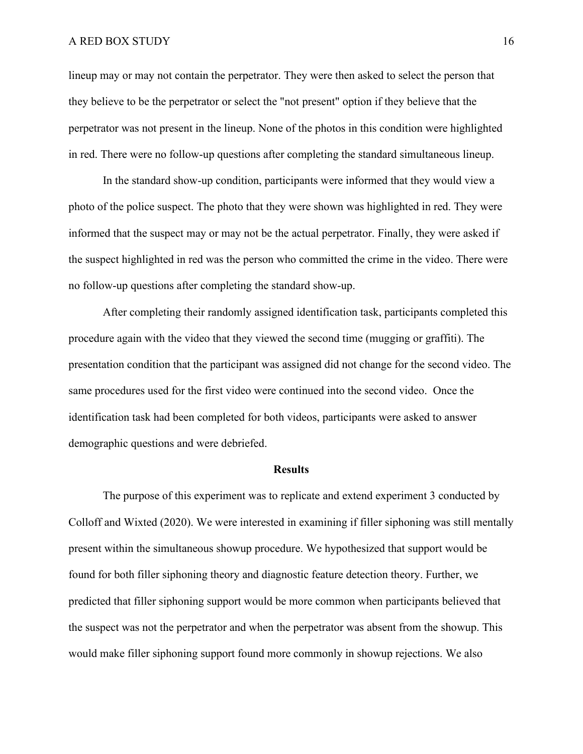lineup may or may not contain the perpetrator. They were then asked to select the person that they believe to be the perpetrator or select the "not present" option if they believe that the perpetrator was not present in the lineup. None of the photos in this condition were highlighted in red. There were no follow-up questions after completing the standard simultaneous lineup.

In the standard show-up condition, participants were informed that they would view a photo of the police suspect. The photo that they were shown was highlighted in red. They were informed that the suspect may or may not be the actual perpetrator. Finally, they were asked if the suspect highlighted in red was the person who committed the crime in the video. There were no follow-up questions after completing the standard show-up.

After completing their randomly assigned identification task, participants completed this procedure again with the video that they viewed the second time (mugging or graffiti). The presentation condition that the participant was assigned did not change for the second video. The same procedures used for the first video were continued into the second video. Once the identification task had been completed for both videos, participants were asked to answer demographic questions and were debriefed.

## Results

The purpose of this experiment was to replicate and extend experiment 3 conducted by Colloff and Wixted (2020). We were interested in examining if filler siphoning was still mentally present within the simultaneous showup procedure. We hypothesized that support would be found for both filler siphoning theory and diagnostic feature detection theory. Further, we predicted that filler siphoning support would be more common when participants believed that the suspect was not the perpetrator and when the perpetrator was absent from the showup. This would make filler siphoning support found more commonly in showup rejections. We also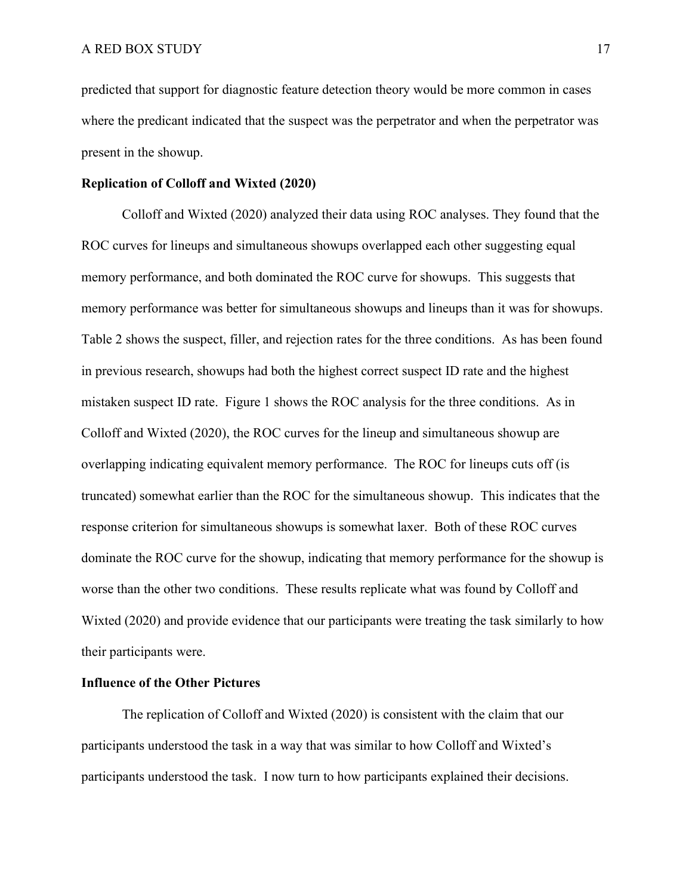predicted that support for diagnostic feature detection theory would be more common in cases where the predicant indicated that the suspect was the perpetrator and when the perpetrator was present in the showup.

**Replication of Colloff and Wixted (2020)**

Colloff and Wixted (2020) analyzed their data using ROC analyses. They found that the ROC curves for lineups and simultaneous showups overlapped each other suggesting equal memory performance, and both dominated the ROC curve for showups. This suggests that memory performance was better for simultaneous showups and lineups than it was for showups. Table 2 shows the suspect, filler, and rejection rates for the three conditions. As has been found in previous research, showups had both the highest correct suspect ID rate and the highest mistaken suspect ID rate. Figure 1 shows the ROC analysis for the three conditions. As in Colloff and Wixted (2020), the ROC curves for the lineup and simultaneous showup are overlapping indicating equivalent memory performance. The ROC for lineups cuts off (is truncated) somewhat earlier than the ROC for the simultaneous showup. This indicates that the response criterion for simultaneous showups is somewhat laxer. Both of these ROC curves dominate the ROC curve for the showup, indicating that memory performance for the showup is worse than the other two conditions. These results replicate what was found by Colloff and Wixted (2020) and provide evidence that our participants were treating the task similarly to how their participants were.

**Influence of the Other Pictures**

The replication of Colloff and Wixted (2020) is consistent with the claim that our participants understood the task in a way that was similar to how Colloff and Wixted's participants understood the task. I now turn to how participants explained their decisions.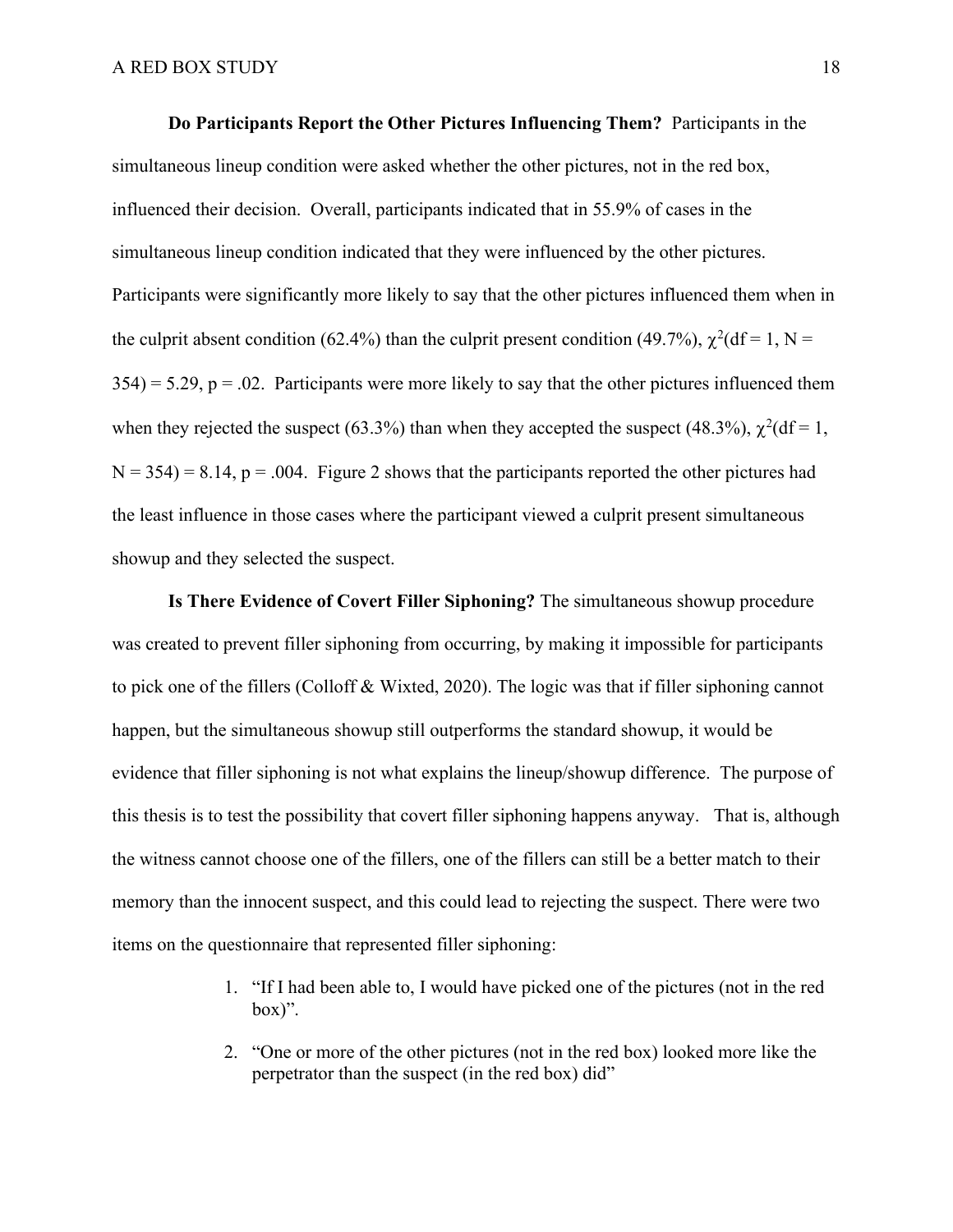**Do Participants Report the Other Pictures Influencing Them?** Participants in the simultaneous lineup condition were asked whether the other pictures, not in the red box, influenced their decision. Overall, participants indicated that in 55.9% of cases in the simultaneous lineup condition indicated that they were influenced by the other pictures. Participants were significantly more likely to say that the other pictures influenced them when in the culprit absent condition (62.4%) than the culprit present condition (49.7%), $\chi^2$(df = 1, N = 354) = 5.29, p = .02. Participants were more likely to say that the other pictures influenced them when they rejected the suspect (63.3%) than when they accepted the suspect (48.3%), $\chi^2$(df = 1, N = 354) = 8.14, p = .004. Figure 2 shows that the participants reported the other pictures had the least influence in those cases where the participant viewed a culprit present simultaneous showup and they selected the suspect.

**Is There Evidence of Covert Filler Siphoning?** The simultaneous showup procedure was created to prevent filler siphoning from occurring, by making it impossible for participants to pick one of the fillers (Colloff & Wixted, 2020). The logic was that if filler siphoning cannot happen, but the simultaneous showup still outperforms the standard showup, it would be evidence that filler siphoning is not what explains the lineup/showup difference. The purpose of this thesis is to test the possibility that covert filler siphoning happens anyway. That is, although the witness cannot choose one of the fillers, one of the fillers can still be a better match to their memory than the innocent suspect, and this could lead to rejecting the suspect. There were two items on the questionnaire that represented filler siphoning:

1. "If I had been able to, I would have picked one of the pictures (not in the red box)".
2. "One or more of the other pictures (not in the red box) looked more like the perpetrator than the suspect (in the red box) did"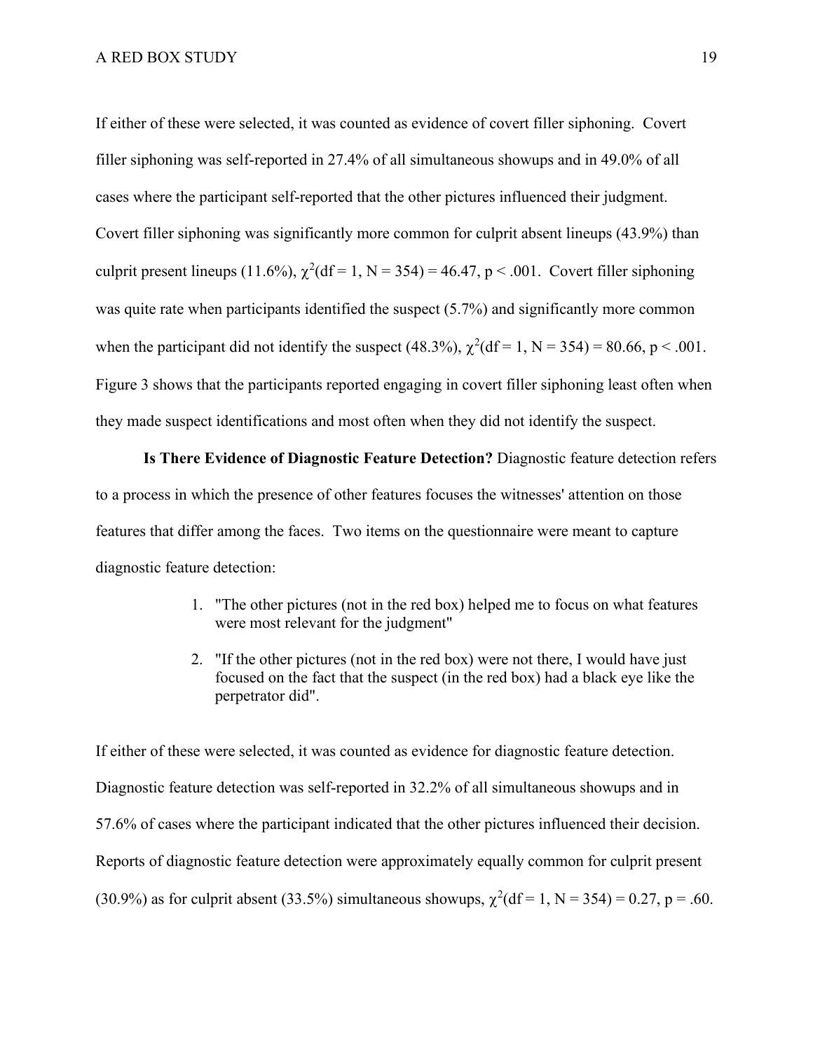If either of these were selected, it was counted as evidence of covert filler siphoning. Covert filler siphoning was self-reported in 27.4% of all simultaneous showups and in 49.0% of all cases where the participant self-reported that the other pictures influenced their judgment. Covert filler siphoning was significantly more common for culprit absent lineups (43.9%) than culprit present lineups (11.6%), $\chi^2(df = 1, N = 354) = 46.47$, $p < .001$. Covert filler siphoning was quite rate when participants identified the suspect (5.7%) and significantly more common when the participant did not identify the suspect (48.3%), $\chi^2(df = 1, N = 354) = 80.66$, $p < .001$. Figure 3 shows that the participants reported engaging in covert filler siphoning least often when they made suspect identifications and most often when they did not identify the suspect.

**Is There Evidence of Diagnostic Feature Detection?** Diagnostic feature detection refers to a process in which the presence of other features focuses the witnesses' attention on those features that differ among the faces. Two items on the questionnaire were meant to capture diagnostic feature detection:

1. "The other pictures (not in the red box) helped me to focus on what features were most relevant for the judgment"
2. "If the other pictures (not in the red box) were not there, I would have just focused on the fact that the suspect (in the red box) had a black eye like the perpetrator did".

If either of these were selected, it was counted as evidence for diagnostic feature detection. Diagnostic feature detection was self-reported in 32.2% of all simultaneous showups and in 57.6% of cases where the participant indicated that the other pictures influenced their decision. Reports of diagnostic feature detection were approximately equally common for culprit present (30.9%) as for culprit absent (33.5%) simultaneous showups, $\chi^2(df = 1, N = 354) = 0.27$, $p = .60$.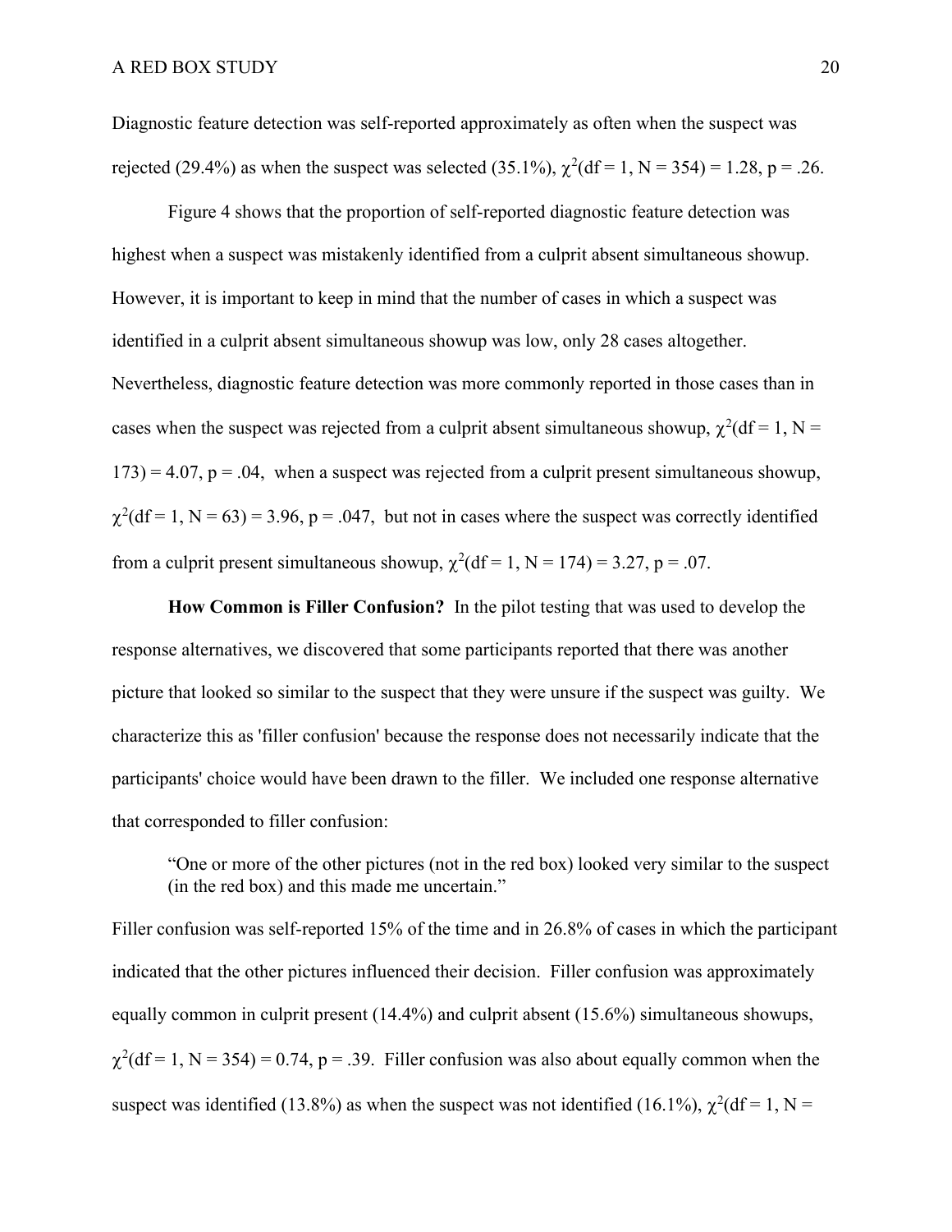Diagnostic feature detection was self-reported approximately as often when the suspect was rejected (29.4%) as when the suspect was selected (35.1%), $\chi^2$(df = 1, N = 354) = 1.28, p = .26.

Figure 4 shows that the proportion of self-reported diagnostic feature detection was highest when a suspect was mistakenly identified from a culprit absent simultaneous showup. However, it is important to keep in mind that the number of cases in which a suspect was identified in a culprit absent simultaneous showup was low, only 28 cases altogether. Nevertheless, diagnostic feature detection was more commonly reported in those cases than in cases when the suspect was rejected from a culprit absent simultaneous showup, $\chi^2$(df = 1, N = 173) = 4.07, p = .04, when a suspect was rejected from a culprit present simultaneous showup, $\chi^2$(df = 1, N = 63) = 3.96, p = .047, but not in cases where the suspect was correctly identified from a culprit present simultaneous showup, $\chi^2$(df = 1, N = 174) = 3.27, p = .07.

**How Common is Filler Confusion?** In the pilot testing that was used to develop the response alternatives, we discovered that some participants reported that there was another picture that looked so similar to the suspect that they were unsure if the suspect was guilty. We characterize this as 'filler confusion' because the response does not necessarily indicate that the participants' choice would have been drawn to the filler. We included one response alternative that corresponded to filler confusion:

> "One or more of the other pictures (not in the red box) looked very similar to the suspect (in the red box) and this made me uncertain."

Filler confusion was self-reported 15% of the time and in 26.8% of cases in which the participant indicated that the other pictures influenced their decision. Filler confusion was approximately equally common in culprit present (14.4%) and culprit absent (15.6%) simultaneous showups, $\chi^2$(df = 1, N = 354) = 0.74, p = .39. Filler confusion was also about equally common when the suspect was identified (13.8%) as when the suspect was not identified (16.1%), $\chi^2$(df = 1, N =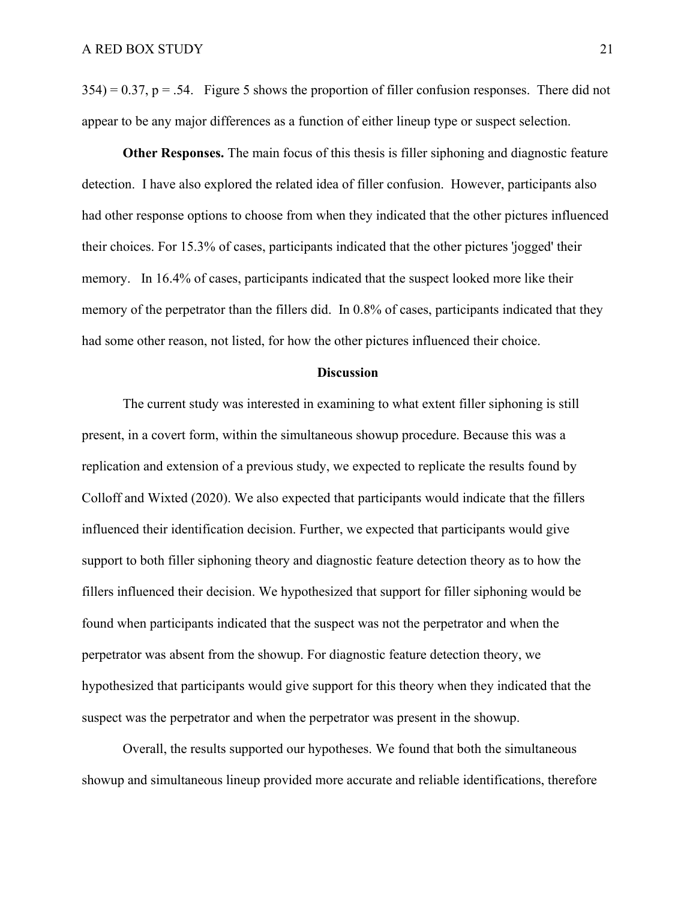354) = 0.37, $p = .54$. Figure 5 shows the proportion of filler confusion responses. There did not appear to be any major differences as a function of either lineup type or suspect selection.

**Other Responses.** The main focus of this thesis is filler siphoning and diagnostic feature detection. I have also explored the related idea of filler confusion. However, participants also had other response options to choose from when they indicated that the other pictures influenced their choices. For 15.3% of cases, participants indicated that the other pictures 'jogged' their memory. In 16.4% of cases, participants indicated that the suspect looked more like their memory of the perpetrator than the fillers did. In 0.8% of cases, participants indicated that they had some other reason, not listed, for how the other pictures influenced their choice.

## Discussion

The current study was interested in examining to what extent filler siphoning is still present, in a covert form, within the simultaneous showup procedure. Because this was a replication and extension of a previous study, we expected to replicate the results found by Colloff and Wixted (2020). We also expected that participants would indicate that the fillers influenced their identification decision. Further, we expected that participants would give support to both filler siphoning theory and diagnostic feature detection theory as to how the fillers influenced their decision. We hypothesized that support for filler siphoning would be found when participants indicated that the suspect was not the perpetrator and when the perpetrator was absent from the showup. For diagnostic feature detection theory, we hypothesized that participants would give support for this theory when they indicated that the suspect was the perpetrator and when the perpetrator was present in the showup.

Overall, the results supported our hypotheses. We found that both the simultaneous showup and simultaneous lineup provided more accurate and reliable identifications, therefore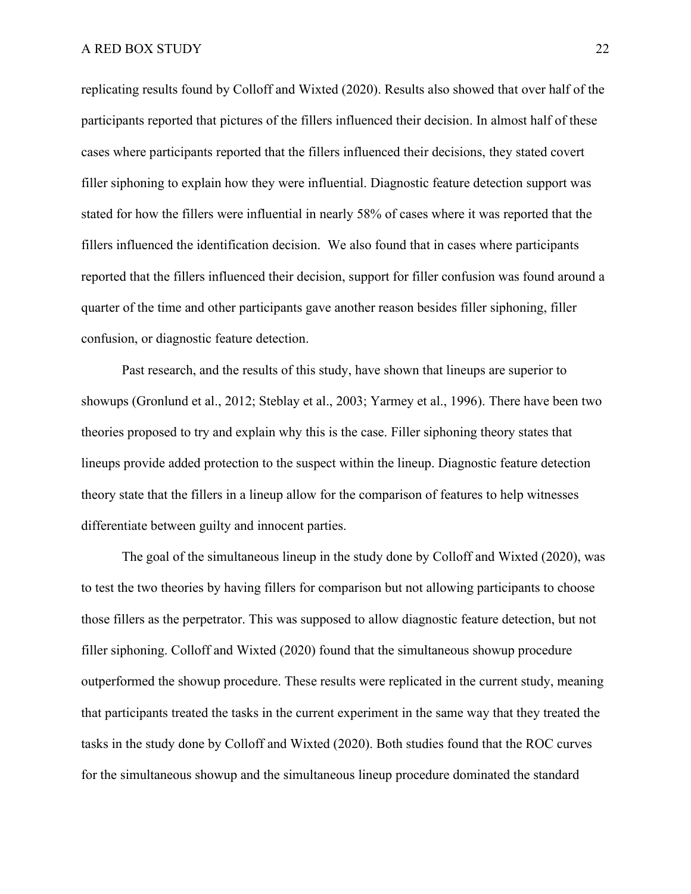replicating results found by Colloff and Wixted (2020). Results also showed that over half of the participants reported that pictures of the fillers influenced their decision. In almost half of these cases where participants reported that the fillers influenced their decisions, they stated covert filler siphoning to explain how they were influential. Diagnostic feature detection support was stated for how the fillers were influential in nearly 58% of cases where it was reported that the fillers influenced the identification decision.  We also found that in cases where participants reported that the fillers influenced their decision, support for filler confusion was found around a quarter of the time and other participants gave another reason besides filler siphoning, filler confusion, or diagnostic feature detection.

Past research, and the results of this study, have shown that lineups are superior to showups (Gronlund et al., 2012; Steblay et al., 2003; Yarmey et al., 1996). There have been two theories proposed to try and explain why this is the case. Filler siphoning theory states that lineups provide added protection to the suspect within the lineup. Diagnostic feature detection theory state that the fillers in a lineup allow for the comparison of features to help witnesses differentiate between guilty and innocent parties.

The goal of the simultaneous lineup in the study done by Colloff and Wixted (2020), was to test the two theories by having fillers for comparison but not allowing participants to choose those fillers as the perpetrator. This was supposed to allow diagnostic feature detection, but not filler siphoning. Colloff and Wixted (2020) found that the simultaneous showup procedure outperformed the showup procedure. These results were replicated in the current study, meaning that participants treated the tasks in the current experiment in the same way that they treated the tasks in the study done by Colloff and Wixted (2020). Both studies found that the ROC curves for the simultaneous showup and the simultaneous lineup procedure dominated the standard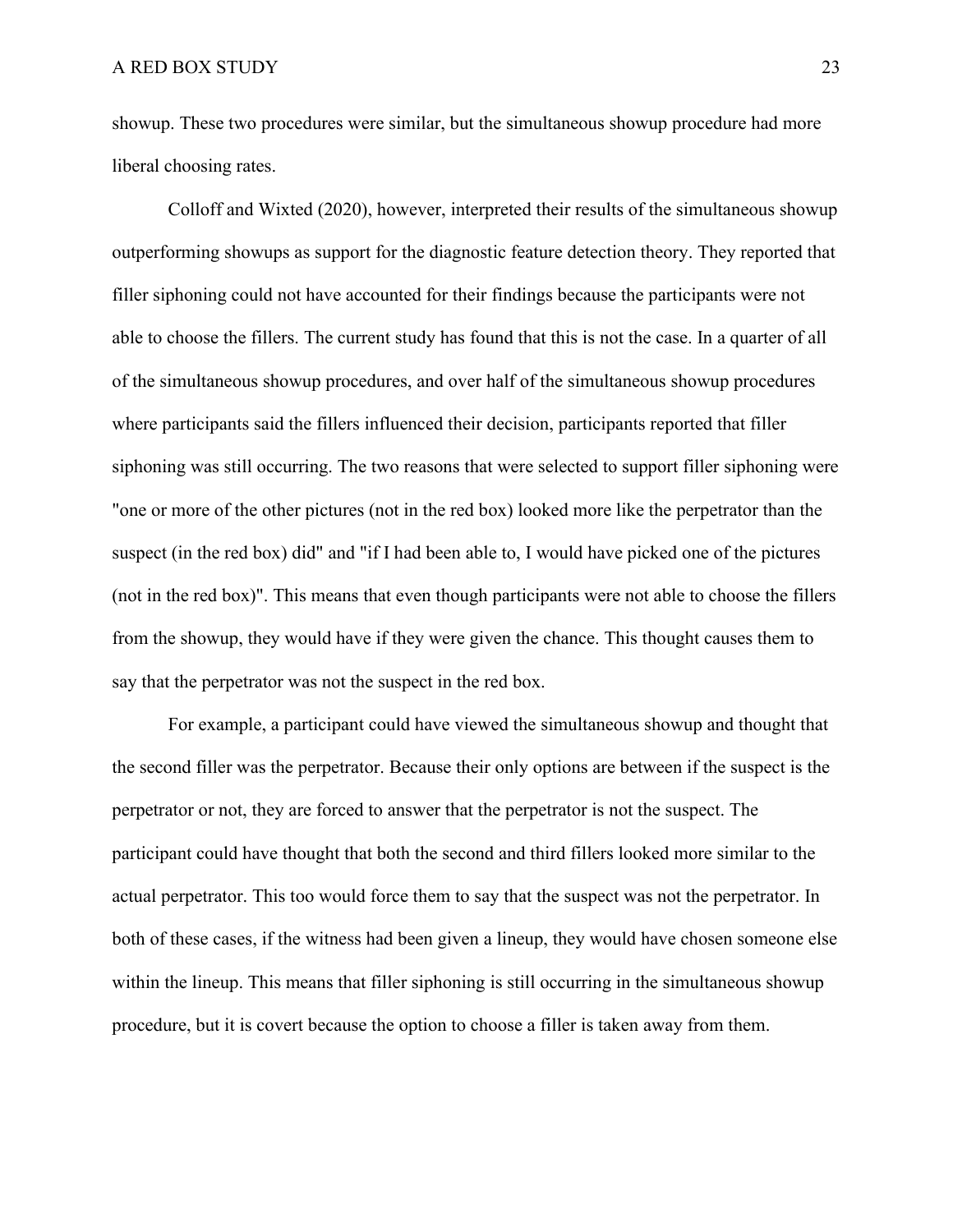showup. These two procedures were similar, but the simultaneous showup procedure had more liberal choosing rates.

Colloff and Wixted (2020), however, interpreted their results of the simultaneous showup outperforming showups as support for the diagnostic feature detection theory. They reported that filler siphoning could not have accounted for their findings because the participants were not able to choose the fillers. The current study has found that this is not the case. In a quarter of all of the simultaneous showup procedures, and over half of the simultaneous showup procedures where participants said the fillers influenced their decision, participants reported that filler siphoning was still occurring. The two reasons that were selected to support filler siphoning were "one or more of the other pictures (not in the red box) looked more like the perpetrator than the suspect (in the red box) did" and "if I had been able to, I would have picked one of the pictures (not in the red box)". This means that even though participants were not able to choose the fillers from the showup, they would have if they were given the chance. This thought causes them to say that the perpetrator was not the suspect in the red box.

For example, a participant could have viewed the simultaneous showup and thought that the second filler was the perpetrator. Because their only options are between if the suspect is the perpetrator or not, they are forced to answer that the perpetrator is not the suspect. The participant could have thought that both the second and third fillers looked more similar to the actual perpetrator. This too would force them to say that the suspect was not the perpetrator. In both of these cases, if the witness had been given a lineup, they would have chosen someone else within the lineup. This means that filler siphoning is still occurring in the simultaneous showup procedure, but it is covert because the option to choose a filler is taken away from them.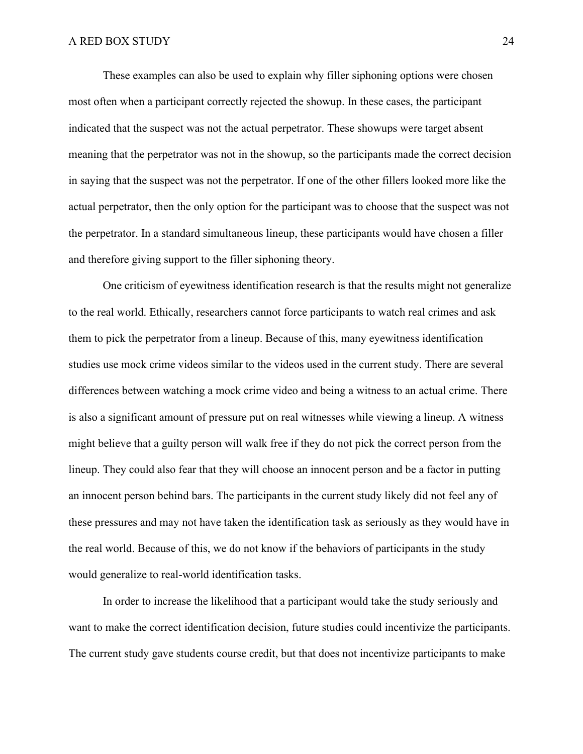These examples can also be used to explain why filler siphoning options were chosen most often when a participant correctly rejected the showup. In these cases, the participant indicated that the suspect was not the actual perpetrator. These showups were target absent meaning that the perpetrator was not in the showup, so the participants made the correct decision in saying that the suspect was not the perpetrator. If one of the other fillers looked more like the actual perpetrator, then the only option for the participant was to choose that the suspect was not the perpetrator. In a standard simultaneous lineup, these participants would have chosen a filler and therefore giving support to the filler siphoning theory.

One criticism of eyewitness identification research is that the results might not generalize to the real world. Ethically, researchers cannot force participants to watch real crimes and ask them to pick the perpetrator from a lineup. Because of this, many eyewitness identification studies use mock crime videos similar to the videos used in the current study. There are several differences between watching a mock crime video and being a witness to an actual crime. There is also a significant amount of pressure put on real witnesses while viewing a lineup. A witness might believe that a guilty person will walk free if they do not pick the correct person from the lineup. They could also fear that they will choose an innocent person and be a factor in putting an innocent person behind bars. The participants in the current study likely did not feel any of these pressures and may not have taken the identification task as seriously as they would have in the real world. Because of this, we do not know if the behaviors of participants in the study would generalize to real-world identification tasks.

In order to increase the likelihood that a participant would take the study seriously and want to make the correct identification decision, future studies could incentivize the participants. The current study gave students course credit, but that does not incentivize participants to make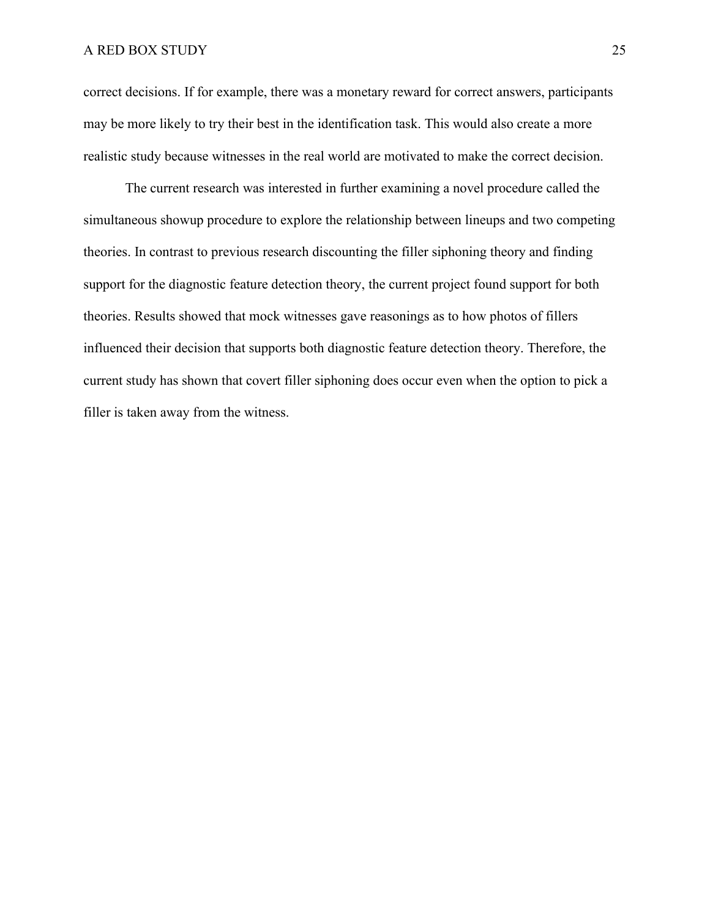correct decisions. If for example, there was a monetary reward for correct answers, participants may be more likely to try their best in the identification task. This would also create a more realistic study because witnesses in the real world are motivated to make the correct decision.

The current research was interested in further examining a novel procedure called the simultaneous showup procedure to explore the relationship between lineups and two competing theories. In contrast to previous research discounting the filler siphoning theory and finding support for the diagnostic feature detection theory, the current project found support for both theories. Results showed that mock witnesses gave reasonings as to how photos of fillers influenced their decision that supports both diagnostic feature detection theory. Therefore, the current study has shown that covert filler siphoning does occur even when the option to pick a filler is taken away from the witness.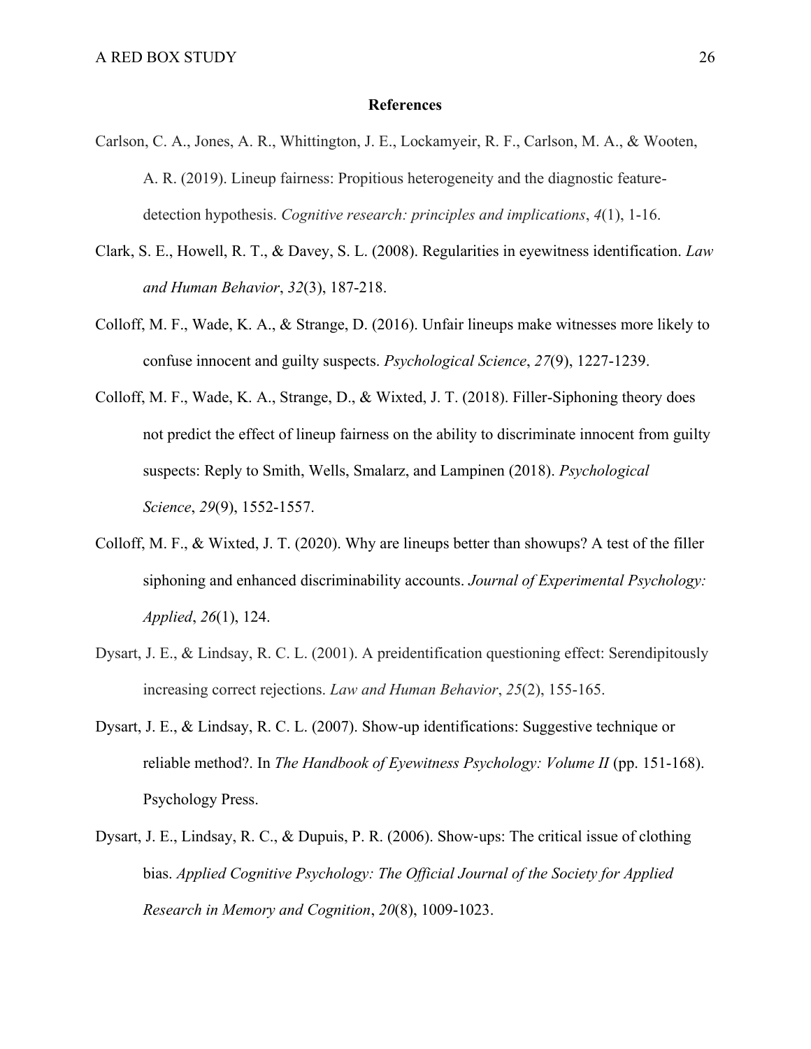# References

Carlson, C. A., Jones, A. R., Whittington, J. E., Lockamyeir, R. F., Carlson, M. A., & Wooten, A. R. (2019). Lineup fairness: Propitious heterogeneity and the diagnostic feature-detection hypothesis. *Cognitive research: principles and implications*, *4*(1), 1-16.

Clark, S. E., Howell, R. T., & Davey, S. L. (2008). Regularities in eyewitness identification. *Law and Human Behavior*, *32*(3), 187-218.

Colloff, M. F., Wade, K. A., & Strange, D. (2016). Unfair lineups make witnesses more likely to confuse innocent and guilty suspects. *Psychological Science*, *27*(9), 1227-1239.

Colloff, M. F., Wade, K. A., Strange, D., & Wixted, J. T. (2018). Filler-Siphoning theory does not predict the effect of lineup fairness on the ability to discriminate innocent from guilty suspects: Reply to Smith, Wells, Smalarz, and Lampinen (2018). *Psychological Science*, *29*(9), 1552-1557.

Colloff, M. F., & Wixted, J. T. (2020). Why are lineups better than showups? A test of the filler siphoning and enhanced discriminability accounts. *Journal of Experimental Psychology: Applied*, *26*(1), 124.

Dysart, J. E., & Lindsay, R. C. L. (2001). A preidentification questioning effect: Serendipitously increasing correct rejections. *Law and Human Behavior*, *25*(2), 155-165.

Dysart, J. E., & Lindsay, R. C. L. (2007). Show-up identifications: Suggestive technique or reliable method?. In *The Handbook of Eyewitness Psychology: Volume II* (pp. 151-168). Psychology Press.

Dysart, J. E., Lindsay, R. C., & Dupuis, P. R. (2006). Show‐ups: The critical issue of clothing bias. *Applied Cognitive Psychology: The Official Journal of the Society for Applied Research in Memory and Cognition*, *20*(8), 1009-1023.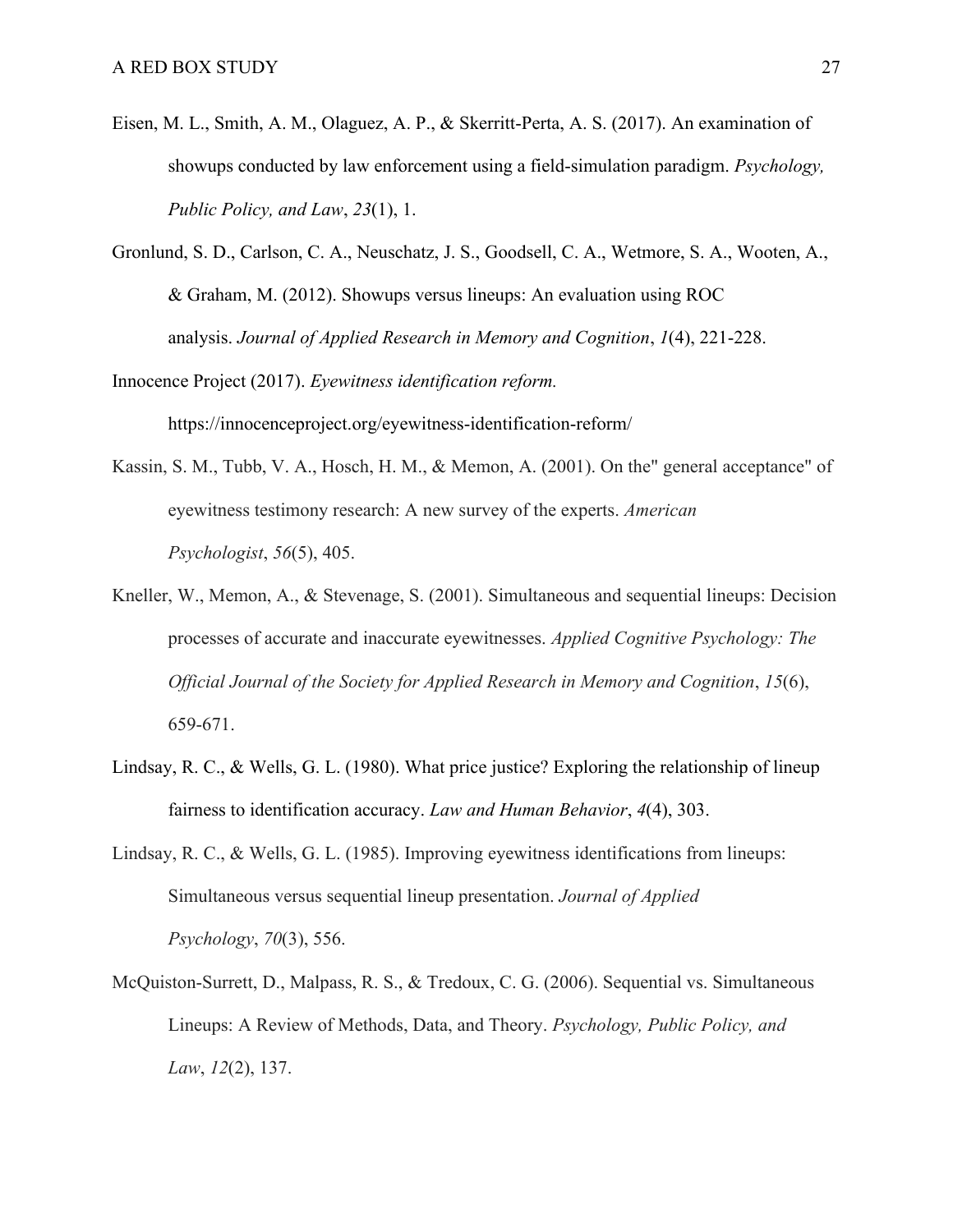Eisen, M. L., Smith, A. M., Olaguez, A. P., & Skerritt-Perta, A. S. (2017). An examination of showups conducted by law enforcement using a field-simulation paradigm. *Psychology, Public Policy, and Law*, *23*(1), 1.

Gronlund, S. D., Carlson, C. A., Neuschatz, J. S., Goodsell, C. A., Wetmore, S. A., Wooten, A., & Graham, M. (2012). Showups versus lineups: An evaluation using ROC analysis. *Journal of Applied Research in Memory and Cognition*, *1*(4), 221-228.

Innocence Project (2017). *Eyewitness identification reform.* https://innocenceproject.org/eyewitness-identification-reform/

Kassin, S. M., Tubb, V. A., Hosch, H. M., & Memon, A. (2001). On the" general acceptance" of eyewitness testimony research: A new survey of the experts. *American Psychologist*, *56*(5), 405.

Kneller, W., Memon, A., & Stevenage, S. (2001). Simultaneous and sequential lineups: Decision processes of accurate and inaccurate eyewitnesses. *Applied Cognitive Psychology: The Official Journal of the Society for Applied Research in Memory and Cognition*, *15*(6), 659-671.

Lindsay, R. C., & Wells, G. L. (1980). What price justice? Exploring the relationship of lineup fairness to identification accuracy. *Law and Human Behavior*, *4*(4), 303.

Lindsay, R. C., & Wells, G. L. (1985). Improving eyewitness identifications from lineups: Simultaneous versus sequential lineup presentation. *Journal of Applied Psychology*, *70*(3), 556.

McQuiston-Surrett, D., Malpass, R. S., & Tredoux, C. G. (2006). Sequential vs. Simultaneous Lineups: A Review of Methods, Data, and Theory. *Psychology, Public Policy, and Law*, *12*(2), 137.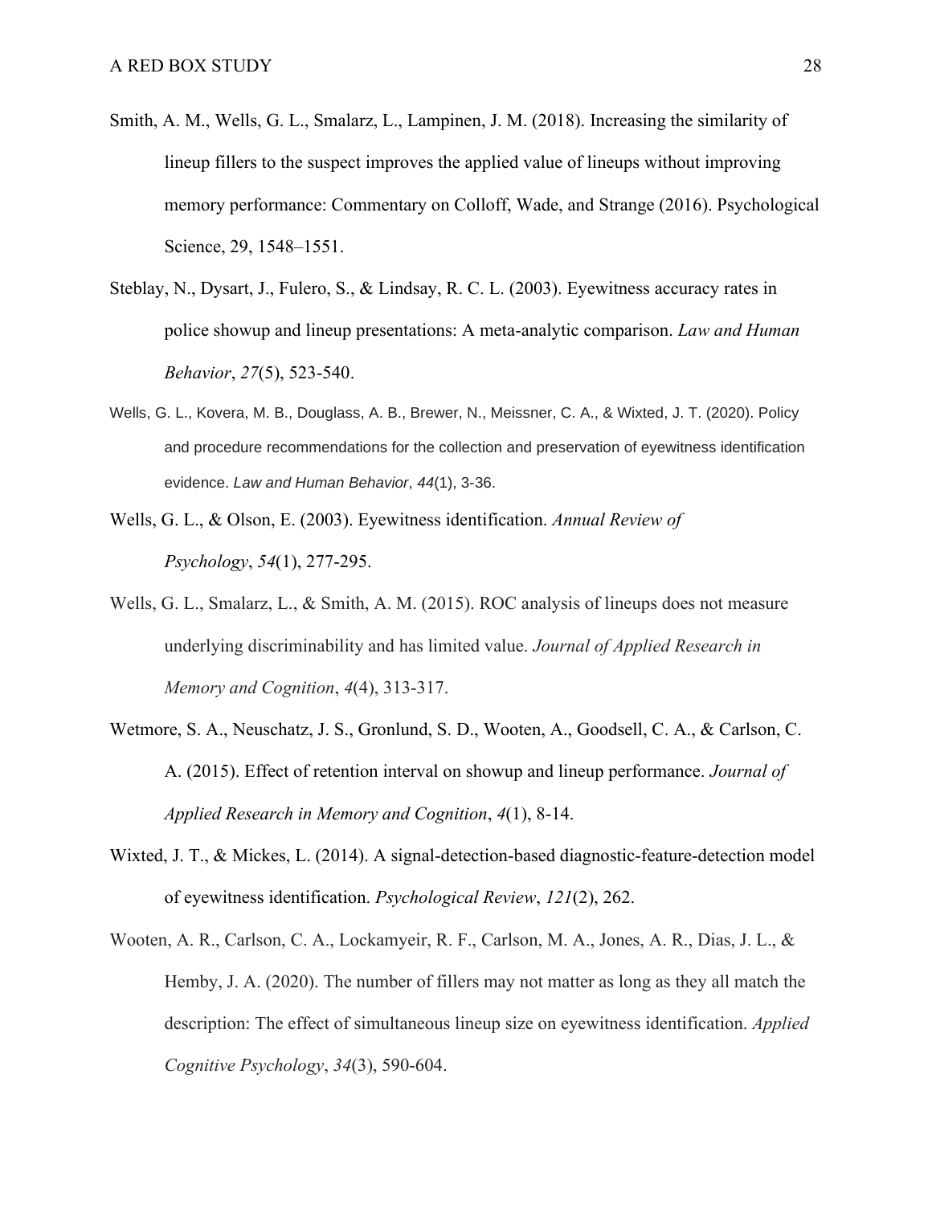Smith, A. M., Wells, G. L., Smalarz, L., Lampinen, J. M. (2018). Increasing the similarity of lineup fillers to the suspect improves the applied value of lineups without improving memory performance: Commentary on Colloff, Wade, and Strange (2016). Psychological Science, 29, 1548–1551.

Steblay, N., Dysart, J., Fulero, S., & Lindsay, R. C. L. (2003). Eyewitness accuracy rates in police showup and lineup presentations: A meta-analytic comparison. *Law and Human Behavior*, *27*(5), 523-540.

Wells, G. L., Kovera, M. B., Douglass, A. B., Brewer, N., Meissner, C. A., & Wixted, J. T. (2020). Policy and procedure recommendations for the collection and preservation of eyewitness identification evidence. *Law and Human Behavior*, *44*(1), 3-36.

Wells, G. L., & Olson, E. (2003). Eyewitness identification. *Annual Review of Psychology*, *54*(1), 277-295.

Wells, G. L., Smalarz, L., & Smith, A. M. (2015). ROC analysis of lineups does not measure underlying discriminability and has limited value. *Journal of Applied Research in Memory and Cognition*, *4*(4), 313-317.

Wetmore, S. A., Neuschatz, J. S., Gronlund, S. D., Wooten, A., Goodsell, C. A., & Carlson, C. A. (2015). Effect of retention interval on showup and lineup performance. *Journal of Applied Research in Memory and Cognition*, *4*(1), 8-14.

Wixted, J. T., & Mickes, L. (2014). A signal-detection-based diagnostic-feature-detection model of eyewitness identification. *Psychological Review*, *121*(2), 262.

Wooten, A. R., Carlson, C. A., Lockamyeir, R. F., Carlson, M. A., Jones, A. R., Dias, J. L., & Hemby, J. A. (2020). The number of fillers may not matter as long as they all match the description: The effect of simultaneous lineup size on eyewitness identification. *Applied Cognitive Psychology*, *34*(3), 590-604.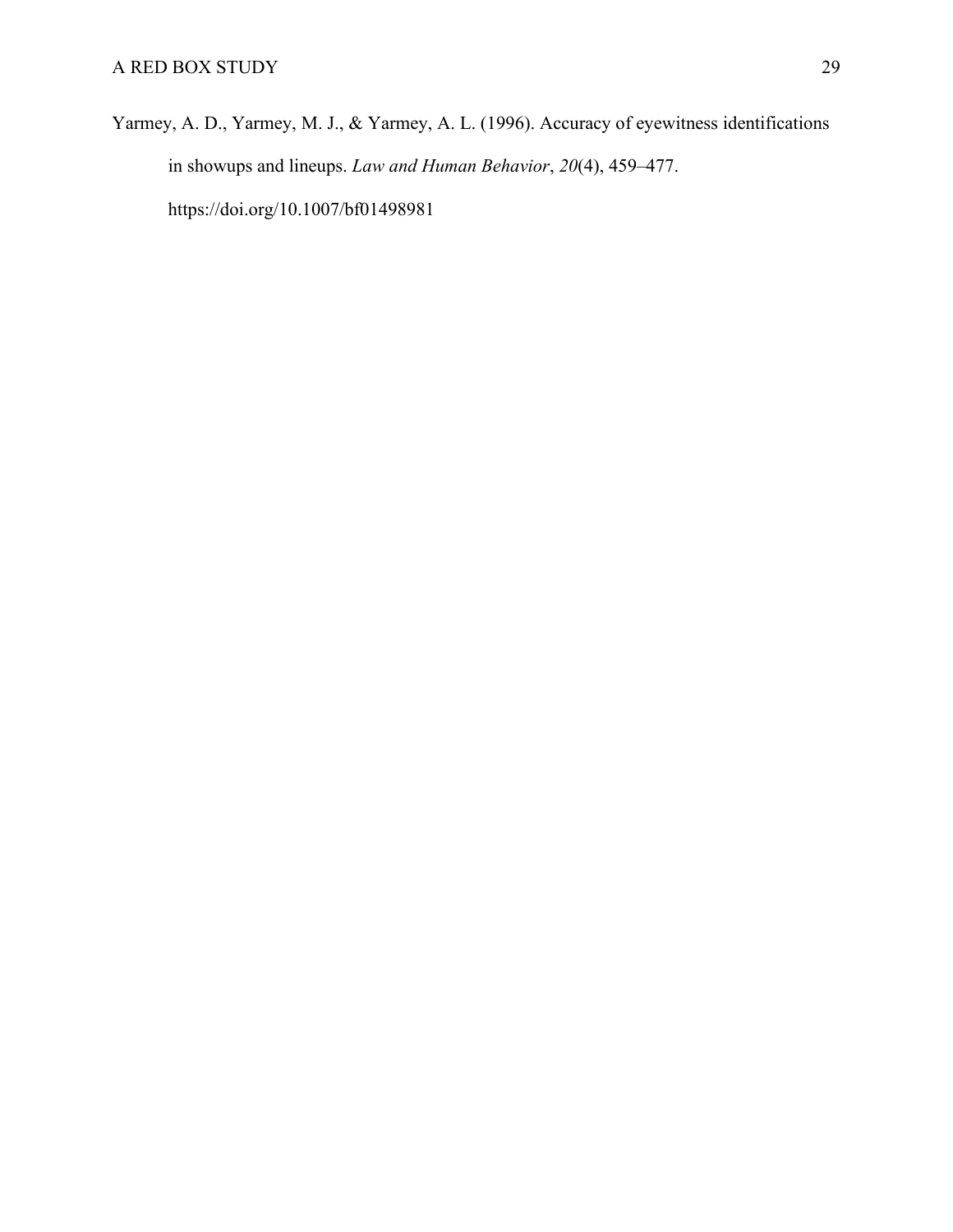Yarmey, A. D., Yarmey, M. J., & Yarmey, A. L. (1996). Accuracy of eyewitness identifications in showups and lineups. *Law and Human Behavior*, *20*(4), 459–477. https://doi.org/10.1007/bf01498981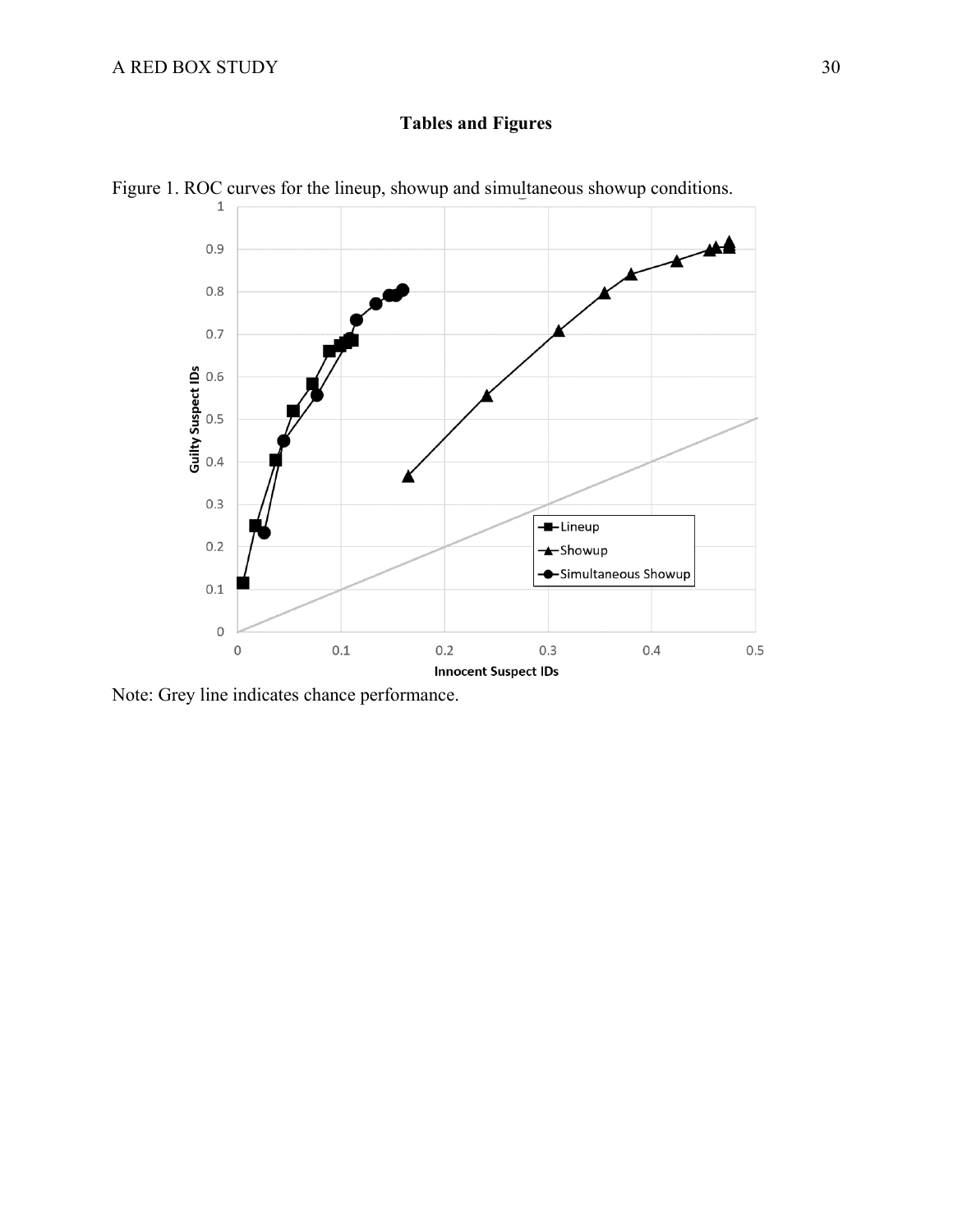**Tables and Figures**

Figure 1. ROC curves for the lineup, showup and simultaneous showup conditions.

Note: Grey line indicates chance performance.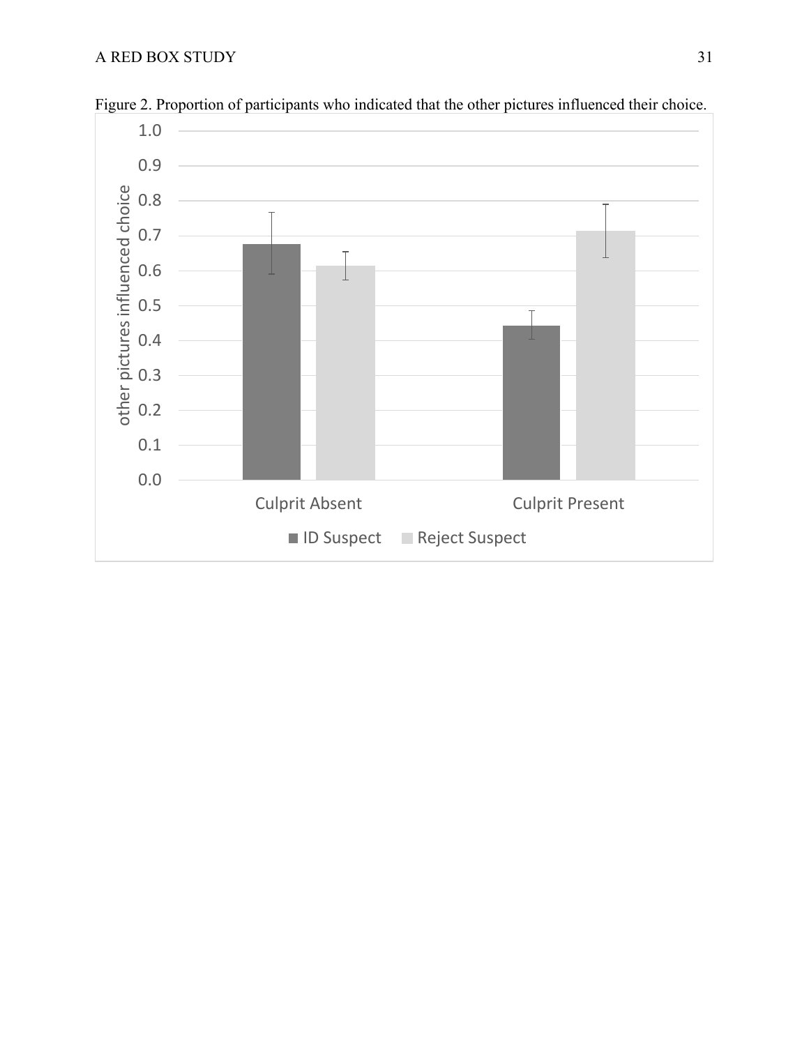Figure 2. Proportion of participants who indicated that the other pictures influenced their choice.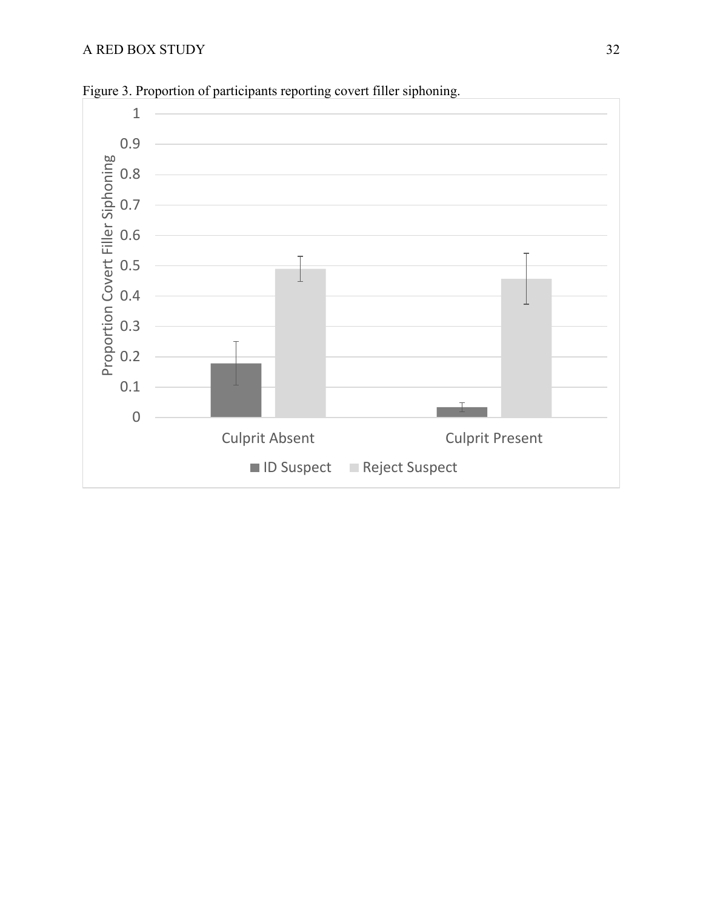Figure 3. Proportion of participants reporting covert filler siphoning.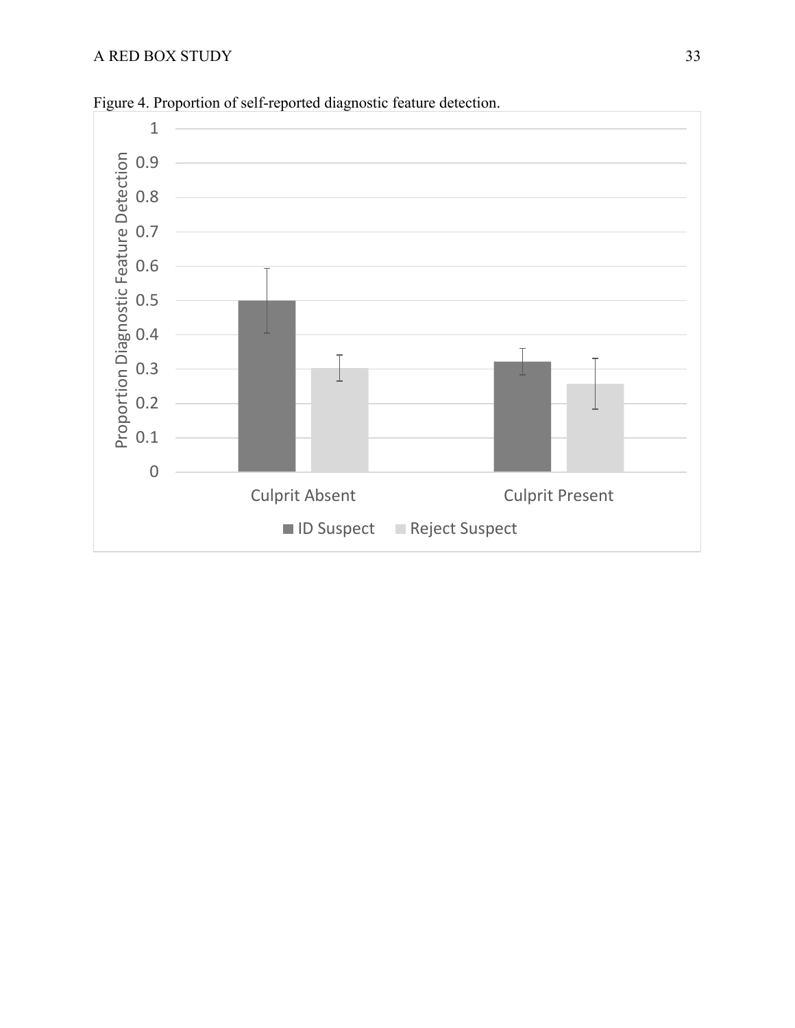Figure 4. Proportion of self-reported diagnostic feature detection.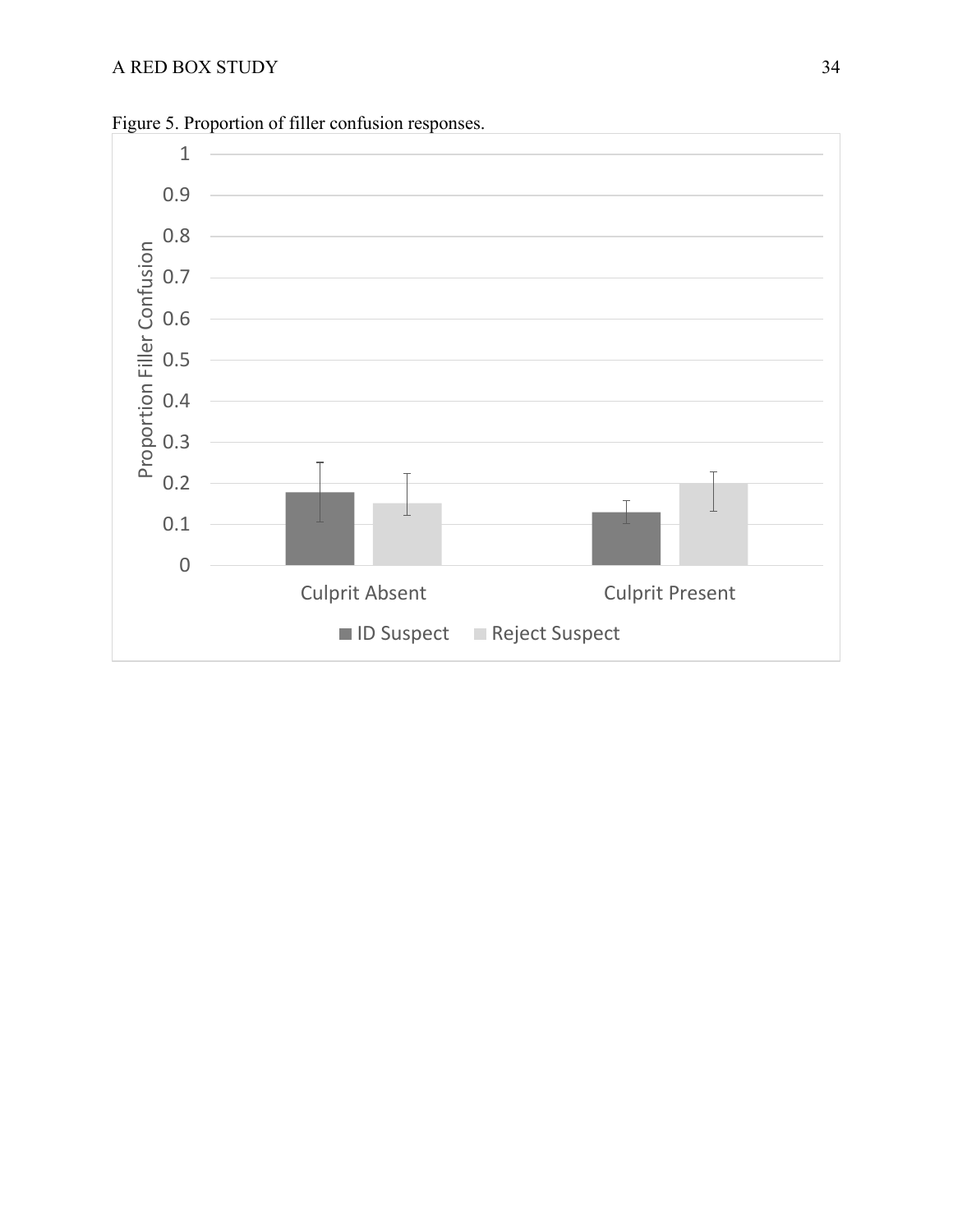Figure 5. Proportion of filler confusion responses.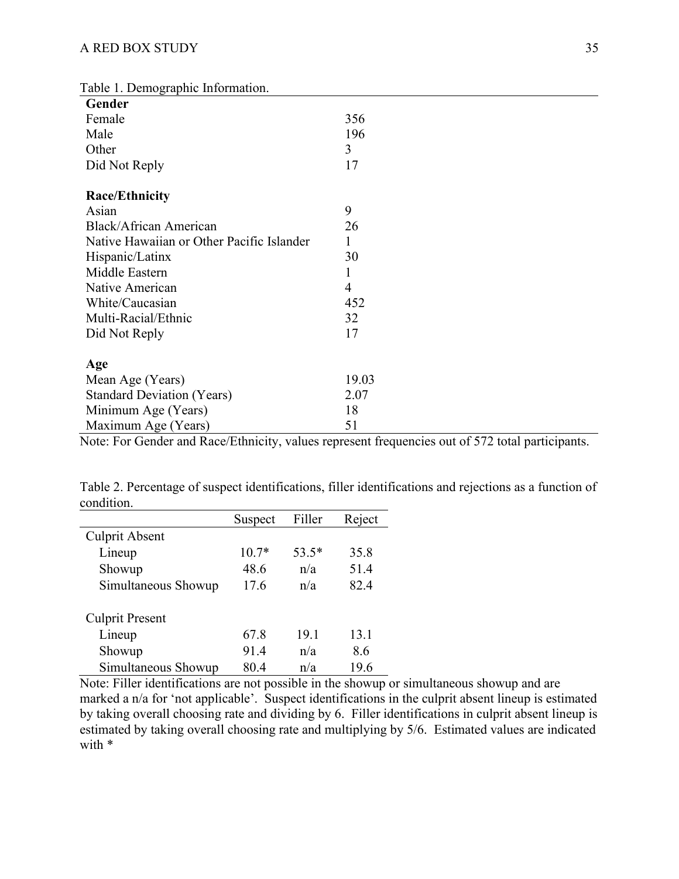Table 1. Demographic Information.

| | |
|---|---|
| **Gender** | |
| Female | 356 |
| Male | 196 |
| Other | 3 |
| Did Not Reply | 17 |
| | |
| **Race/Ethnicity** | |
| Asian | 9 |
| Black/African American | 26 |
| Native Hawaiian or Other Pacific Islander | 1 |
| Hispanic/Latinx | 30 |
| Middle Eastern | 1 |
| Native American | 4 |
| White/Caucasian | 452 |
| Multi-Racial/Ethnic | 32 |
| Did Not Reply | 17 |
| | |
| **Age** | |
| Mean Age (Years) | 19.03 |
| Standard Deviation (Years) | 2.07 |
| Minimum Age (Years) | 18 |
| Maximum Age (Years) | 51 |

Note: For Gender and Race/Ethnicity, values represent frequencies out of 572 total participants.

Table 2. Percentage of suspect identifications, filler identifications and rejections as a function of condition.

| | Suspect | Filler | Reject |
|---|---|---|---|
| Culprit Absent | | | |
| Lineup | 10.7* | 53.5* | 35.8 |
| Showup | 48.6 | n/a | 51.4 |
| Simultaneous Showup | 17.6 | n/a | 82.4 |
| | | | |
| Culprit Present | | | |
| Lineup | 67.8 | 19.1 | 13.1 |
| Showup | 91.4 | n/a | 8.6 |
| Simultaneous Showup | 80.4 | n/a | 19.6 |

Note: Filler identifications are not possible in the showup or simultaneous showup and are marked a n/a for 'not applicable'. Suspect identifications in the culprit absent lineup is estimated by taking overall choosing rate and dividing by 6. Filler identifications in culprit absent lineup is estimated by taking overall choosing rate and multiplying by 5/6. Estimated values are indicated with *